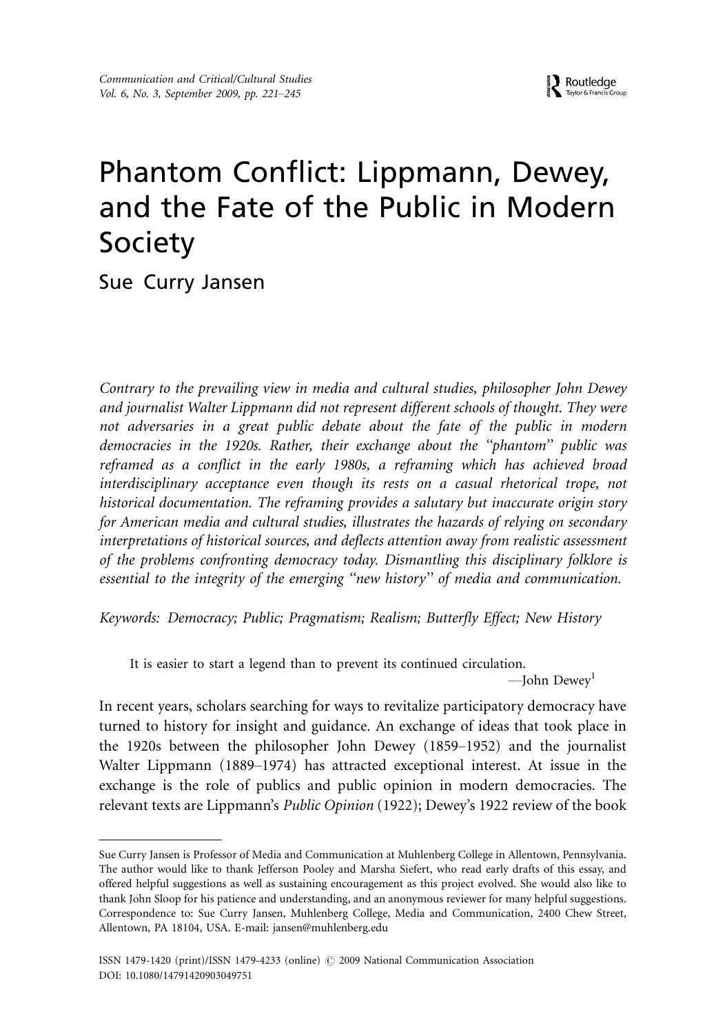# Phantom Conflict: Lippmann, Dewey, and the Fate of the Public in Modern Society

## Sue Curry Jansen

*Contrary to the prevailing view in media and cultural studies, philosopher John Dewey and journalist Walter Lippmann did not represent different schools of thought. They were not adversaries in a great public debate about the fate of the public in modern democracies in the 1920s. Rather, their exchange about the "phantom" public was reframed as a conflict in the early 1980s, a reframing which has achieved broad interdisciplinary acceptance even though its rests on a casual rhetorical trope, not historical documentation. The reframing provides a salutary but inaccurate origin story for American media and cultural studies, illustrates the hazards of relying on secondary interpretations of historical sources, and deflects attention away from realistic assessment of the problems confronting democracy today. Dismantling this disciplinary folklore is essential to the integrity of the emerging "new history" of media and communication.*

*Keywords: Democracy; Public; Pragmatism; Realism; Butterfly Effect; New History*

> It is easier to start a legend than to prevent its continued circulation.
>
> —John Dewey[1]

In recent years, scholars searching for ways to revitalize participatory democracy have turned to history for insight and guidance. An exchange of ideas that took place in the 1920s between the philosopher John Dewey (1859–1952) and the journalist Walter Lippmann (1889–1974) has attracted exceptional interest. At issue in the exchange is the role of publics and public opinion in modern democracies. The relevant texts are Lippmann's *Public Opinion* (1922); Dewey's 1922 review of the book

---

Sue Curry Jansen is Professor of Media and Communication at Muhlenberg College in Allentown, Pennsylvania. The author would like to thank Jefferson Pooley and Marsha Siefert, who read early drafts of this essay, and offered helpful suggestions as well as sustaining encouragement as this project evolved. She would also like to thank John Sloop for his patience and understanding, and an anonymous reviewer for many helpful suggestions. Correspondence to: Sue Curry Jansen, Muhlenberg College, Media and Communication, 2400 Chew Street, Allentown, PA 18104, USA. E-mail: jansen@muhlenberg.edu

ISSN 1479-1420 (print)/ISSN 1479-4233 (online) © 2009 National Communication Association
DOI: 10.1080/14791420903049751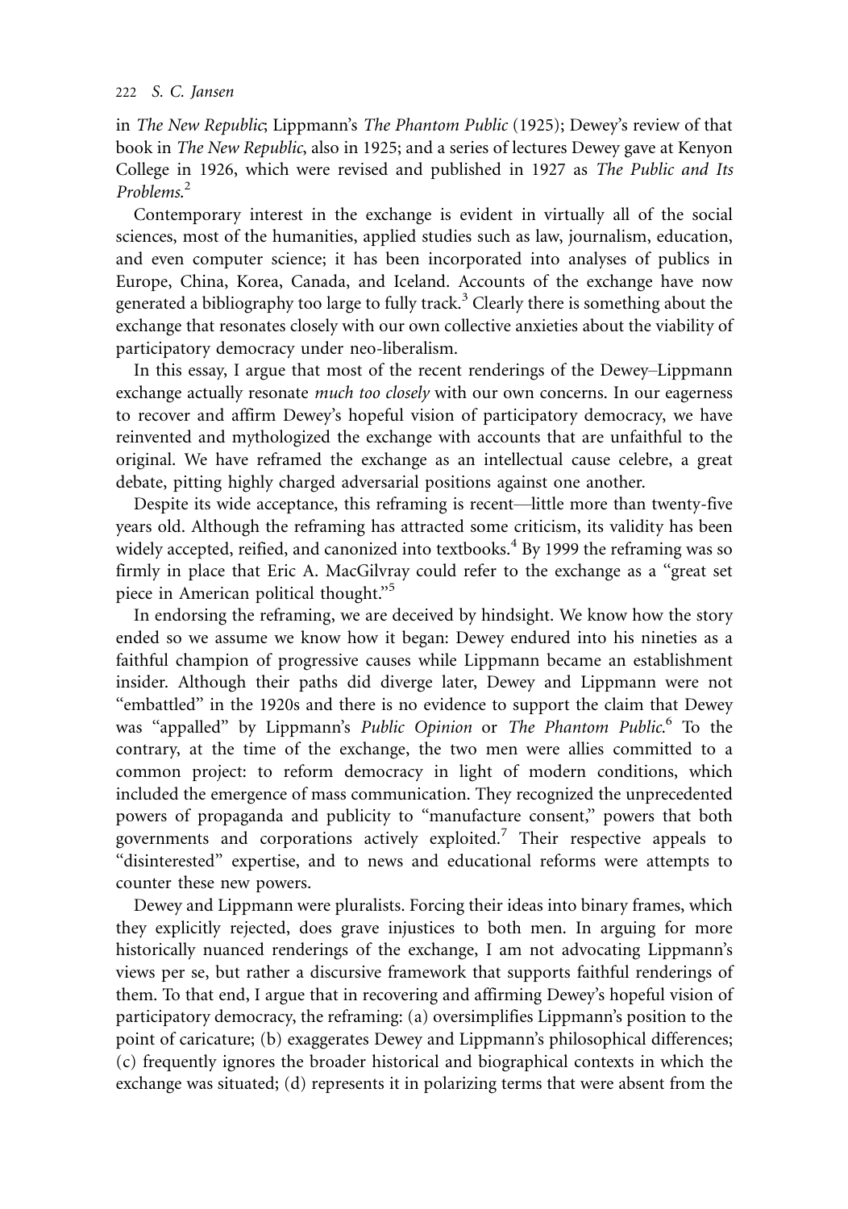in *The New Republic*; Lippmann's *The Phantom Public* (1925); Dewey's review of that book in *The New Republic*, also in 1925; and a series of lectures Dewey gave at Kenyon College in 1926, which were revised and published in 1927 as *The Public and Its Problems*.[2]

Contemporary interest in the exchange is evident in virtually all of the social sciences, most of the humanities, applied studies such as law, journalism, education, and even computer science; it has been incorporated into analyses of publics in Europe, China, Korea, Canada, and Iceland. Accounts of the exchange have now generated a bibliography too large to fully track.[3] Clearly there is something about the exchange that resonates closely with our own collective anxieties about the viability of participatory democracy under neo-liberalism.

In this essay, I argue that most of the recent renderings of the Dewey–Lippmann exchange actually resonate *much too closely* with our own concerns. In our eagerness to recover and affirm Dewey's hopeful vision of participatory democracy, we have reinvented and mythologized the exchange with accounts that are unfaithful to the original. We have reframed the exchange as an intellectual cause celebre, a great debate, pitting highly charged adversarial positions against one another.

Despite its wide acceptance, this reframing is recent—little more than twenty-five years old. Although the reframing has attracted some criticism, its validity has been widely accepted, reified, and canonized into textbooks.[4] By 1999 the reframing was so firmly in place that Eric A. MacGilvray could refer to the exchange as a "great set piece in American political thought."[5]

In endorsing the reframing, we are deceived by hindsight. We know how the story ended so we assume we know how it began: Dewey endured into his nineties as a faithful champion of progressive causes while Lippmann became an establishment insider. Although their paths did diverge later, Dewey and Lippmann were not "embattled" in the 1920s and there is no evidence to support the claim that Dewey was "appalled" by Lippmann's *Public Opinion* or *The Phantom Public*.[6] To the contrary, at the time of the exchange, the two men were allies committed to a common project: to reform democracy in light of modern conditions, which included the emergence of mass communication. They recognized the unprecedented powers of propaganda and publicity to "manufacture consent," powers that both governments and corporations actively exploited.[7] Their respective appeals to "disinterested" expertise, and to news and educational reforms were attempts to counter these new powers.

Dewey and Lippmann were pluralists. Forcing their ideas into binary frames, which they explicitly rejected, does grave injustices to both men. In arguing for more historically nuanced renderings of the exchange, I am not advocating Lippmann's views per se, but rather a discursive framework that supports faithful renderings of them. To that end, I argue that in recovering and affirming Dewey's hopeful vision of participatory democracy, the reframing: (a) oversimplifies Lippmann's position to the point of caricature; (b) exaggerates Dewey and Lippmann's philosophical differences; (c) frequently ignores the broader historical and biographical contexts in which the exchange was situated; (d) represents it in polarizing terms that were absent from the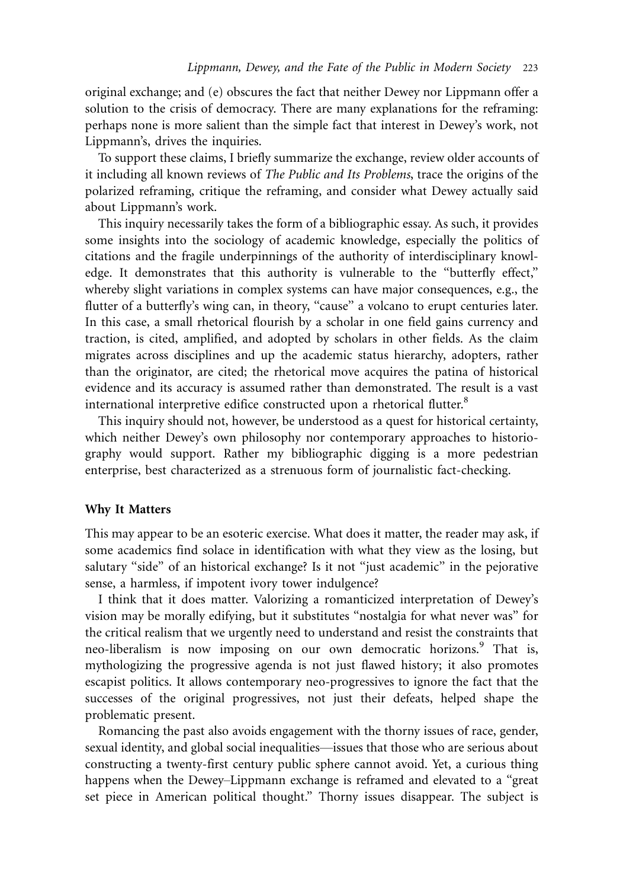original exchange; and (e) obscures the fact that neither Dewey nor Lippmann offer a solution to the crisis of democracy. There are many explanations for the reframing: perhaps none is more salient than the simple fact that interest in Dewey's work, not Lippmann's, drives the inquiries.

To support these claims, I briefly summarize the exchange, review older accounts of it including all known reviews of *The Public and Its Problems*, trace the origins of the polarized reframing, critique the reframing, and consider what Dewey actually said about Lippmann's work.

This inquiry necessarily takes the form of a bibliographic essay. As such, it provides some insights into the sociology of academic knowledge, especially the politics of citations and the fragile underpinnings of the authority of interdisciplinary knowledge. It demonstrates that this authority is vulnerable to the "butterfly effect," whereby slight variations in complex systems can have major consequences, e.g., the flutter of a butterfly's wing can, in theory, "cause" a volcano to erupt centuries later. In this case, a small rhetorical flourish by a scholar in one field gains currency and traction, is cited, amplified, and adopted by scholars in other fields. As the claim migrates across disciplines and up the academic status hierarchy, adopters, rather than the originator, are cited; the rhetorical move acquires the patina of historical evidence and its accuracy is assumed rather than demonstrated. The result is a vast international interpretive edifice constructed upon a rhetorical flutter.[8]

This inquiry should not, however, be understood as a quest for historical certainty, which neither Dewey's own philosophy nor contemporary approaches to historiography would support. Rather my bibliographic digging is a more pedestrian enterprise, best characterized as a strenuous form of journalistic fact-checking.

## Why It Matters

This may appear to be an esoteric exercise. What does it matter, the reader may ask, if some academics find solace in identification with what they view as the losing, but salutary "side" of an historical exchange? Is it not "just academic" in the pejorative sense, a harmless, if impotent ivory tower indulgence?

I think that it does matter. Valorizing a romanticized interpretation of Dewey's vision may be morally edifying, but it substitutes "nostalgia for what never was" for the critical realism that we urgently need to understand and resist the constraints that neo-liberalism is now imposing on our own democratic horizons.[9] That is, mythologizing the progressive agenda is not just flawed history; it also promotes escapist politics. It allows contemporary neo-progressives to ignore the fact that the successes of the original progressives, not just their defeats, helped shape the problematic present.

Romancing the past also avoids engagement with the thorny issues of race, gender, sexual identity, and global social inequalities—issues that those who are serious about constructing a twenty-first century public sphere cannot avoid. Yet, a curious thing happens when the Dewey–Lippmann exchange is reframed and elevated to a "great set piece in American political thought." Thorny issues disappear. The subject is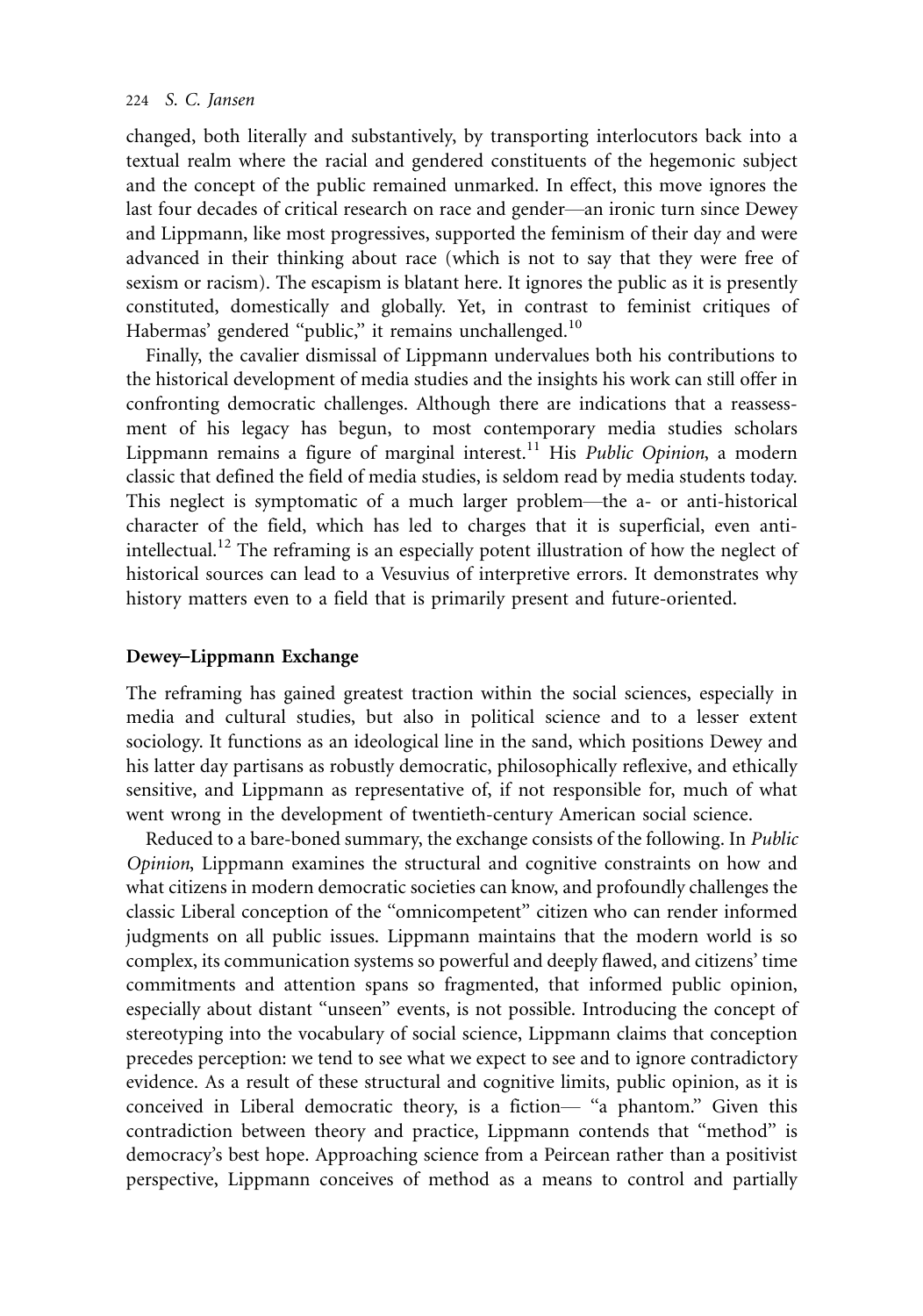changed, both literally and substantively, by transporting interlocutors back into a textual realm where the racial and gendered constituents of the hegemonic subject and the concept of the public remained unmarked. In effect, this move ignores the last four decades of critical research on race and gender—an ironic turn since Dewey and Lippmann, like most progressives, supported the feminism of their day and were advanced in their thinking about race (which is not to say that they were free of sexism or racism). The escapism is blatant here. It ignores the public as it is presently constituted, domestically and globally. Yet, in contrast to feminist critiques of Habermas' gendered "public," it remains unchallenged.[10]

Finally, the cavalier dismissal of Lippmann undervalues both his contributions to the historical development of media studies and the insights his work can still offer in confronting democratic challenges. Although there are indications that a reassessment of his legacy has begun, to most contemporary media studies scholars Lippmann remains a figure of marginal interest.[11] His *Public Opinion*, a modern classic that defined the field of media studies, is seldom read by media students today. This neglect is symptomatic of a much larger problem—the a- or anti-historical character of the field, which has led to charges that it is superficial, even anti-intellectual.[12] The reframing is an especially potent illustration of how the neglect of historical sources can lead to a Vesuvius of interpretive errors. It demonstrates why history matters even to a field that is primarily present and future-oriented.

## Dewey–Lippmann Exchange

The reframing has gained greatest traction within the social sciences, especially in media and cultural studies, but also in political science and to a lesser extent sociology. It functions as an ideological line in the sand, which positions Dewey and his latter day partisans as robustly democratic, philosophically reflexive, and ethically sensitive, and Lippmann as representative of, if not responsible for, much of what went wrong in the development of twentieth-century American social science.

Reduced to a bare-boned summary, the exchange consists of the following. In *Public Opinion*, Lippmann examines the structural and cognitive constraints on how and what citizens in modern democratic societies can know, and profoundly challenges the classic Liberal conception of the "omnicompetent" citizen who can render informed judgments on all public issues. Lippmann maintains that the modern world is so complex, its communication systems so powerful and deeply flawed, and citizens' time commitments and attention spans so fragmented, that informed public opinion, especially about distant "unseen" events, is not possible. Introducing the concept of stereotyping into the vocabulary of social science, Lippmann claims that conception precedes perception: we tend to see what we expect to see and to ignore contradictory evidence. As a result of these structural and cognitive limits, public opinion, as it is conceived in Liberal democratic theory, is a fiction— "a phantom." Given this contradiction between theory and practice, Lippmann contends that "method" is democracy's best hope. Approaching science from a Peircean rather than a positivist perspective, Lippmann conceives of method as a means to control and partially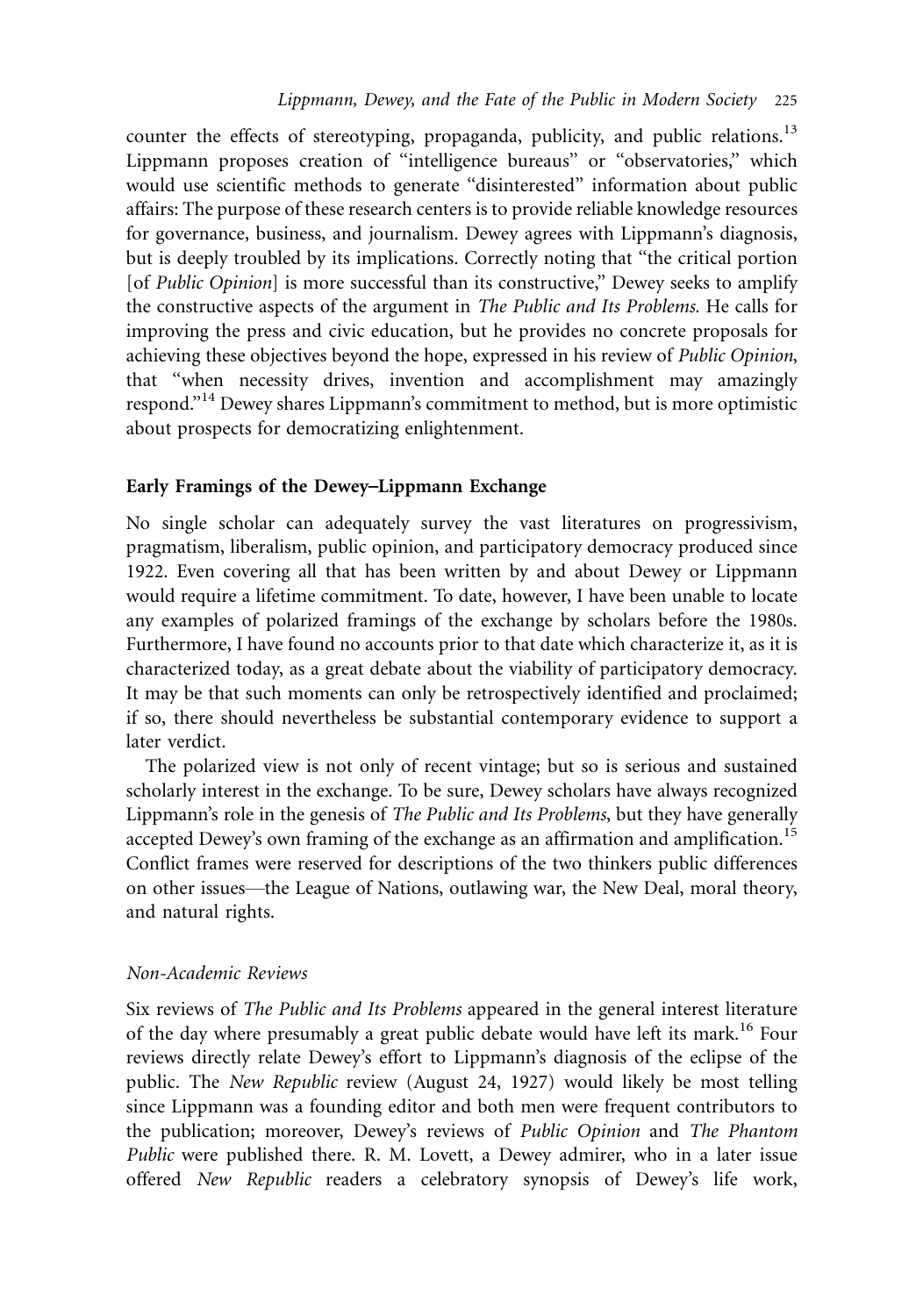counter the effects of stereotyping, propaganda, publicity, and public relations.[13] Lippmann proposes creation of "intelligence bureaus" or "observatories," which would use scientific methods to generate "disinterested" information about public affairs: The purpose of these research centers is to provide reliable knowledge resources for governance, business, and journalism. Dewey agrees with Lippmann's diagnosis, but is deeply troubled by its implications. Correctly noting that "the critical portion [of *Public Opinion*] is more successful than its constructive," Dewey seeks to amplify the constructive aspects of the argument in *The Public and Its Problems*. He calls for improving the press and civic education, but he provides no concrete proposals for achieving these objectives beyond the hope, expressed in his review of *Public Opinion*, that "when necessity drives, invention and accomplishment may amazingly respond."[14] Dewey shares Lippmann's commitment to method, but is more optimistic about prospects for democratizing enlightenment.

## Early Framings of the Dewey–Lippmann Exchange

No single scholar can adequately survey the vast literatures on progressivism, pragmatism, liberalism, public opinion, and participatory democracy produced since 1922. Even covering all that has been written by and about Dewey or Lippmann would require a lifetime commitment. To date, however, I have been unable to locate any examples of polarized framings of the exchange by scholars before the 1980s. Furthermore, I have found no accounts prior to that date which characterize it, as it is characterized today, as a great debate about the viability of participatory democracy. It may be that such moments can only be retrospectively identified and proclaimed; if so, there should nevertheless be substantial contemporary evidence to support a later verdict.

The polarized view is not only of recent vintage; but so is serious and sustained scholarly interest in the exchange. To be sure, Dewey scholars have always recognized Lippmann's role in the genesis of *The Public and Its Problems*, but they have generally accepted Dewey's own framing of the exchange as an affirmation and amplification.[15] Conflict frames were reserved for descriptions of the two thinkers public differences on other issues—the League of Nations, outlawing war, the New Deal, moral theory, and natural rights.

### *Non-Academic Reviews*

Six reviews of *The Public and Its Problems* appeared in the general interest literature of the day where presumably a great public debate would have left its mark.[16] Four reviews directly relate Dewey's effort to Lippmann's diagnosis of the eclipse of the public. The *New Republic* review (August 24, 1927) would likely be most telling since Lippmann was a founding editor and both men were frequent contributors to the publication; moreover, Dewey's reviews of *Public Opinion* and *The Phantom Public* were published there. R. M. Lovett, a Dewey admirer, who in a later issue offered *New Republic* readers a celebratory synopsis of Dewey's life work,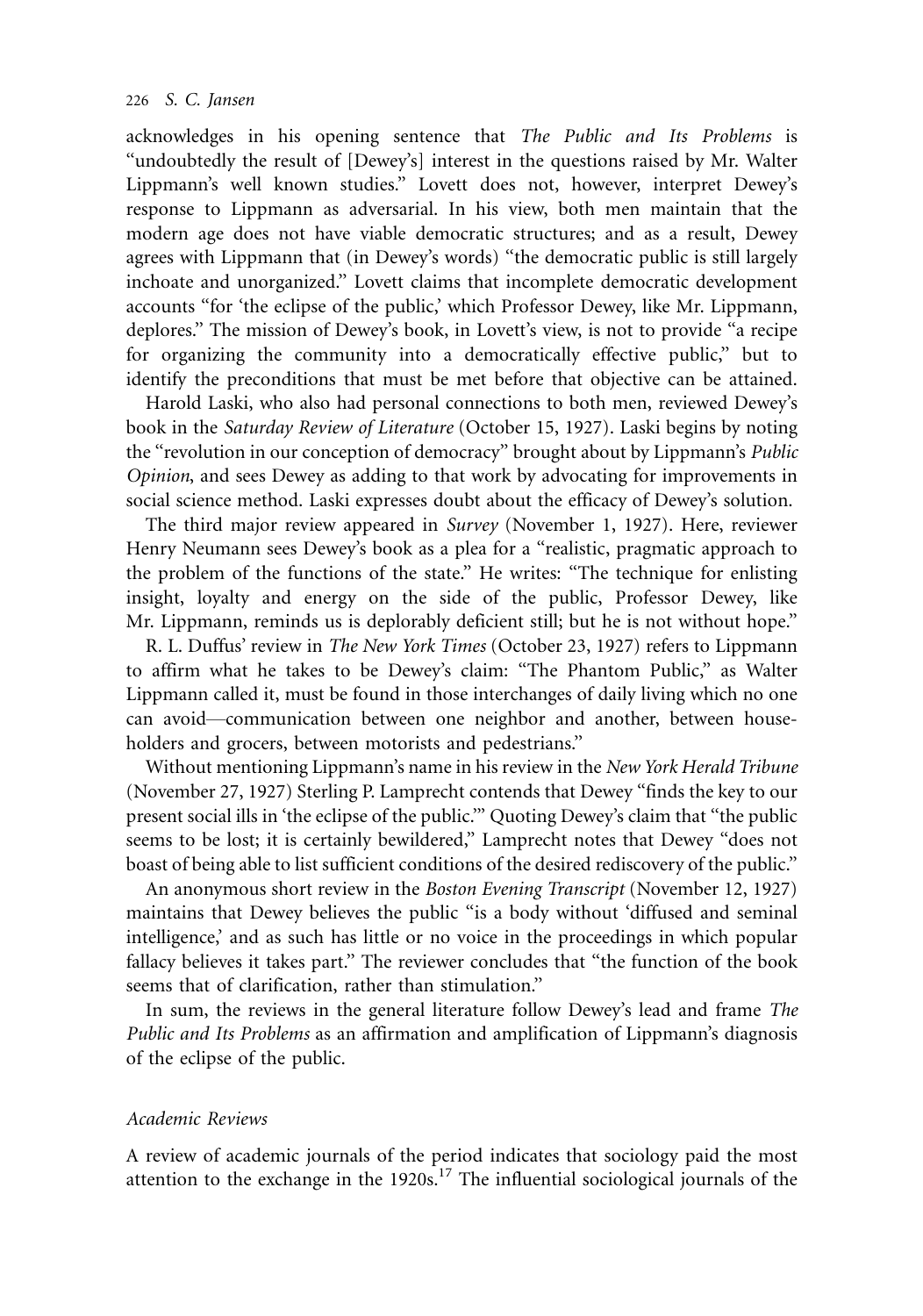acknowledges in his opening sentence that *The Public and Its Problems* is "undoubtedly the result of [Dewey's] interest in the questions raised by Mr. Walter Lippmann's well known studies." Lovett does not, however, interpret Dewey's response to Lippmann as adversarial. In his view, both men maintain that the modern age does not have viable democratic structures; and as a result, Dewey agrees with Lippmann that (in Dewey's words) "the democratic public is still largely inchoate and unorganized." Lovett claims that incomplete democratic development accounts "for 'the eclipse of the public,' which Professor Dewey, like Mr. Lippmann, deplores." The mission of Dewey's book, in Lovett's view, is not to provide "a recipe for organizing the community into a democratically effective public," but to identify the preconditions that must be met before that objective can be attained.

Harold Laski, who also had personal connections to both men, reviewed Dewey's book in the *Saturday Review of Literature* (October 15, 1927). Laski begins by noting the "revolution in our conception of democracy" brought about by Lippmann's *Public Opinion*, and sees Dewey as adding to that work by advocating for improvements in social science method. Laski expresses doubt about the efficacy of Dewey's solution.

The third major review appeared in *Survey* (November 1, 1927). Here, reviewer Henry Neumann sees Dewey's book as a plea for a "realistic, pragmatic approach to the problem of the functions of the state." He writes: "The technique for enlisting insight, loyalty and energy on the side of the public, Professor Dewey, like Mr. Lippmann, reminds us is deplorably deficient still; but he is not without hope."

R. L. Duffus' review in *The New York Times* (October 23, 1927) refers to Lippmann to affirm what he takes to be Dewey's claim: "The Phantom Public," as Walter Lippmann called it, must be found in those interchanges of daily living which no one can avoid—communication between one neighbor and another, between householders and grocers, between motorists and pedestrians."

Without mentioning Lippmann's name in his review in the *New York Herald Tribune* (November 27, 1927) Sterling P. Lamprecht contends that Dewey "finds the key to our present social ills in 'the eclipse of the public.'" Quoting Dewey's claim that "the public seems to be lost; it is certainly bewildered," Lamprecht notes that Dewey "does not boast of being able to list sufficient conditions of the desired rediscovery of the public."

An anonymous short review in the *Boston Evening Transcript* (November 12, 1927) maintains that Dewey believes the public "is a body without 'diffused and seminal intelligence,' and as such has little or no voice in the proceedings in which popular fallacy believes it takes part." The reviewer concludes that "the function of the book seems that of clarification, rather than stimulation."

In sum, the reviews in the general literature follow Dewey's lead and frame *The Public and Its Problems* as an affirmation and amplification of Lippmann's diagnosis of the eclipse of the public.

### *Academic Reviews*

A review of academic journals of the period indicates that sociology paid the most attention to the exchange in the 1920s.[17] The influential sociological journals of the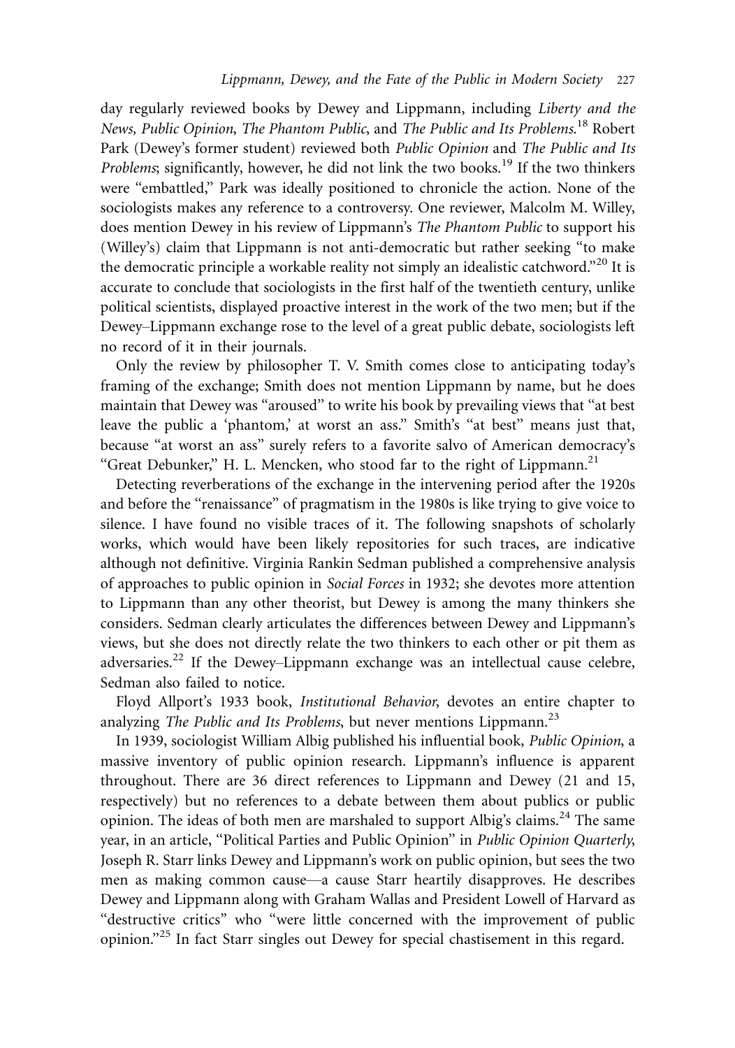day regularly reviewed books by Dewey and Lippmann, including *Liberty and the News*, *Public Opinion*, *The Phantom Public*, and *The Public and Its Problems*.[18] Robert Park (Dewey's former student) reviewed both *Public Opinion* and *The Public and Its Problems*; significantly, however, he did not link the two books.[19] If the two thinkers were "embattled," Park was ideally positioned to chronicle the action. None of the sociologists makes any reference to a controversy. One reviewer, Malcolm M. Willey, does mention Dewey in his review of Lippmann's *The Phantom Public* to support his (Willey's) claim that Lippmann is not anti-democratic but rather seeking "to make the democratic principle a workable reality not simply an idealistic catchword."[20] It is accurate to conclude that sociologists in the first half of the twentieth century, unlike political scientists, displayed proactive interest in the work of the two men; but if the Dewey–Lippmann exchange rose to the level of a great public debate, sociologists left no record of it in their journals.

Only the review by philosopher T. V. Smith comes close to anticipating today's framing of the exchange; Smith does not mention Lippmann by name, but he does maintain that Dewey was "aroused" to write his book by prevailing views that "at best leave the public a 'phantom,' at worst an ass." Smith's "at best" means just that, because "at worst an ass" surely refers to a favorite salvo of American democracy's "Great Debunker," H. L. Mencken, who stood far to the right of Lippmann.[21]

Detecting reverberations of the exchange in the intervening period after the 1920s and before the "renaissance" of pragmatism in the 1980s is like trying to give voice to silence. I have found no visible traces of it. The following snapshots of scholarly works, which would have been likely repositories for such traces, are indicative although not definitive. Virginia Rankin Sedman published a comprehensive analysis of approaches to public opinion in *Social Forces* in 1932; she devotes more attention to Lippmann than any other theorist, but Dewey is among the many thinkers she considers. Sedman clearly articulates the differences between Dewey and Lippmann's views, but she does not directly relate the two thinkers to each other or pit them as adversaries.[22] If the Dewey–Lippmann exchange was an intellectual cause celebre, Sedman also failed to notice.

Floyd Allport's 1933 book, *Institutional Behavior*, devotes an entire chapter to analyzing *The Public and Its Problems*, but never mentions Lippmann.[23]

In 1939, sociologist William Albig published his influential book, *Public Opinion*, a massive inventory of public opinion research. Lippmann's influence is apparent throughout. There are 36 direct references to Lippmann and Dewey (21 and 15, respectively) but no references to a debate between them about publics or public opinion. The ideas of both men are marshaled to support Albig's claims.[24] The same year, in an article, "Political Parties and Public Opinion" in *Public Opinion Quarterly*, Joseph R. Starr links Dewey and Lippmann's work on public opinion, but sees the two men as making common cause—a cause Starr heartily disapproves. He describes Dewey and Lippmann along with Graham Wallas and President Lowell of Harvard as "destructive critics" who "were little concerned with the improvement of public opinion."[25] In fact Starr singles out Dewey for special chastisement in this regard.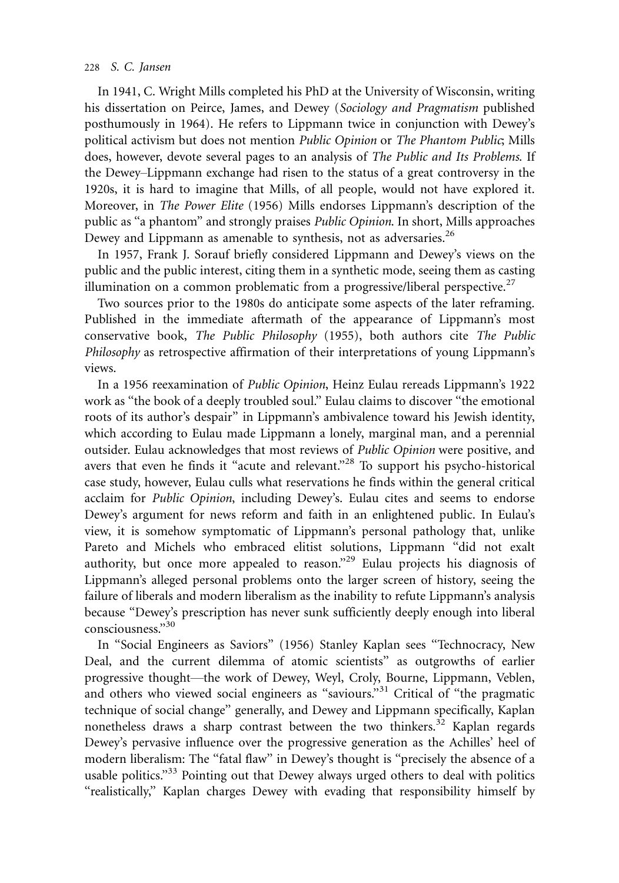In 1941, C. Wright Mills completed his PhD at the University of Wisconsin, writing his dissertation on Peirce, James, and Dewey (*Sociology and Pragmatism* published posthumously in 1964). He refers to Lippmann twice in conjunction with Dewey's political activism but does not mention *Public Opinion* or *The Phantom Public*; Mills does, however, devote several pages to an analysis of *The Public and Its Problems*. If the Dewey–Lippmann exchange had risen to the status of a great controversy in the 1920s, it is hard to imagine that Mills, of all people, would not have explored it. Moreover, in *The Power Elite* (1956) Mills endorses Lippmann's description of the public as "a phantom" and strongly praises *Public Opinion*. In short, Mills approaches Dewey and Lippmann as amenable to synthesis, not as adversaries.[26]

In 1957, Frank J. Sorauf briefly considered Lippmann and Dewey's views on the public and the public interest, citing them in a synthetic mode, seeing them as casting illumination on a common problematic from a progressive/liberal perspective.[27]

Two sources prior to the 1980s do anticipate some aspects of the later reframing. Published in the immediate aftermath of the appearance of Lippmann's most conservative book, *The Public Philosophy* (1955), both authors cite *The Public Philosophy* as retrospective affirmation of their interpretations of young Lippmann's views.

In a 1956 reexamination of *Public Opinion*, Heinz Eulau rereads Lippmann's 1922 work as "the book of a deeply troubled soul." Eulau claims to discover "the emotional roots of its author's despair" in Lippmann's ambivalence toward his Jewish identity, which according to Eulau made Lippmann a lonely, marginal man, and a perennial outsider. Eulau acknowledges that most reviews of *Public Opinion* were positive, and avers that even he finds it "acute and relevant."[28] To support his psycho-historical case study, however, Eulau culls what reservations he finds within the general critical acclaim for *Public Opinion*, including Dewey's. Eulau cites and seems to endorse Dewey's argument for news reform and faith in an enlightened public. In Eulau's view, it is somehow symptomatic of Lippmann's personal pathology that, unlike Pareto and Michels who embraced elitist solutions, Lippmann "did not exalt authority, but once more appealed to reason."[29] Eulau projects his diagnosis of Lippmann's alleged personal problems onto the larger screen of history, seeing the failure of liberals and modern liberalism as the inability to refute Lippmann's analysis because "Dewey's prescription has never sunk sufficiently deeply enough into liberal consciousness."[30]

In "Social Engineers as Saviors" (1956) Stanley Kaplan sees "Technocracy, New Deal, and the current dilemma of atomic scientists" as outgrowths of earlier progressive thought—the work of Dewey, Weyl, Croly, Bourne, Lippmann, Veblen, and others who viewed social engineers as "saviours."[31] Critical of "the pragmatic technique of social change" generally, and Dewey and Lippmann specifically, Kaplan nonetheless draws a sharp contrast between the two thinkers.[32] Kaplan regards Dewey's pervasive influence over the progressive generation as the Achilles' heel of modern liberalism: The "fatal flaw" in Dewey's thought is "precisely the absence of a usable politics."[33] Pointing out that Dewey always urged others to deal with politics "realistically," Kaplan charges Dewey with evading that responsibility himself by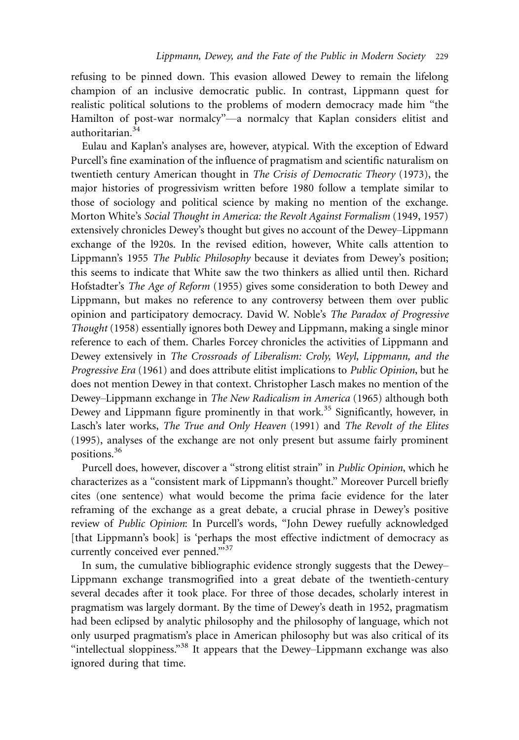refusing to be pinned down. This evasion allowed Dewey to remain the lifelong champion of an inclusive democratic public. In contrast, Lippmann quest for realistic political solutions to the problems of modern democracy made him "the Hamilton of post-war normalcy"—a normalcy that Kaplan considers elitist and authoritarian.[34]

Eulau and Kaplan's analyses are, however, atypical. With the exception of Edward Purcell's fine examination of the influence of pragmatism and scientific naturalism on twentieth century American thought in *The Crisis of Democratic Theory* (1973), the major histories of progressivism written before 1980 follow a template similar to those of sociology and political science by making no mention of the exchange. Morton White's *Social Thought in America: the Revolt Against Formalism* (1949, 1957) extensively chronicles Dewey's thought but gives no account of the Dewey–Lippmann exchange of the l920s. In the revised edition, however, White calls attention to Lippmann's 1955 *The Public Philosophy* because it deviates from Dewey's position; this seems to indicate that White saw the two thinkers as allied until then. Richard Hofstadter's *The Age of Reform* (1955) gives some consideration to both Dewey and Lippmann, but makes no reference to any controversy between them over public opinion and participatory democracy. David W. Noble's *The Paradox of Progressive Thought* (1958) essentially ignores both Dewey and Lippmann, making a single minor reference to each of them. Charles Forcey chronicles the activities of Lippmann and Dewey extensively in *The Crossroads of Liberalism: Croly, Weyl, Lippmann, and the Progressive Era* (1961) and does attribute elitist implications to *Public Opinion*, but he does not mention Dewey in that context. Christopher Lasch makes no mention of the Dewey–Lippmann exchange in *The New Radicalism in America* (1965) although both Dewey and Lippmann figure prominently in that work.[35] Significantly, however, in Lasch's later works, *The True and Only Heaven* (1991) and *The Revolt of the Elites* (1995), analyses of the exchange are not only present but assume fairly prominent positions.[36]

Purcell does, however, discover a "strong elitist strain" in *Public Opinion*, which he characterizes as a "consistent mark of Lippmann's thought." Moreover Purcell briefly cites (one sentence) what would become the prima facie evidence for the later reframing of the exchange as a great debate, a crucial phrase in Dewey's positive review of *Public Opinion*: In Purcell's words, "John Dewey ruefully acknowledged [that Lippmann's book] is 'perhaps the most effective indictment of democracy as currently conceived ever penned.'"[37]

In sum, the cumulative bibliographic evidence strongly suggests that the Dewey–Lippmann exchange transmogrified into a great debate of the twentieth-century several decades after it took place. For three of those decades, scholarly interest in pragmatism was largely dormant. By the time of Dewey's death in 1952, pragmatism had been eclipsed by analytic philosophy and the philosophy of language, which not only usurped pragmatism's place in American philosophy but was also critical of its "intellectual sloppiness."[38] It appears that the Dewey–Lippmann exchange was also ignored during that time.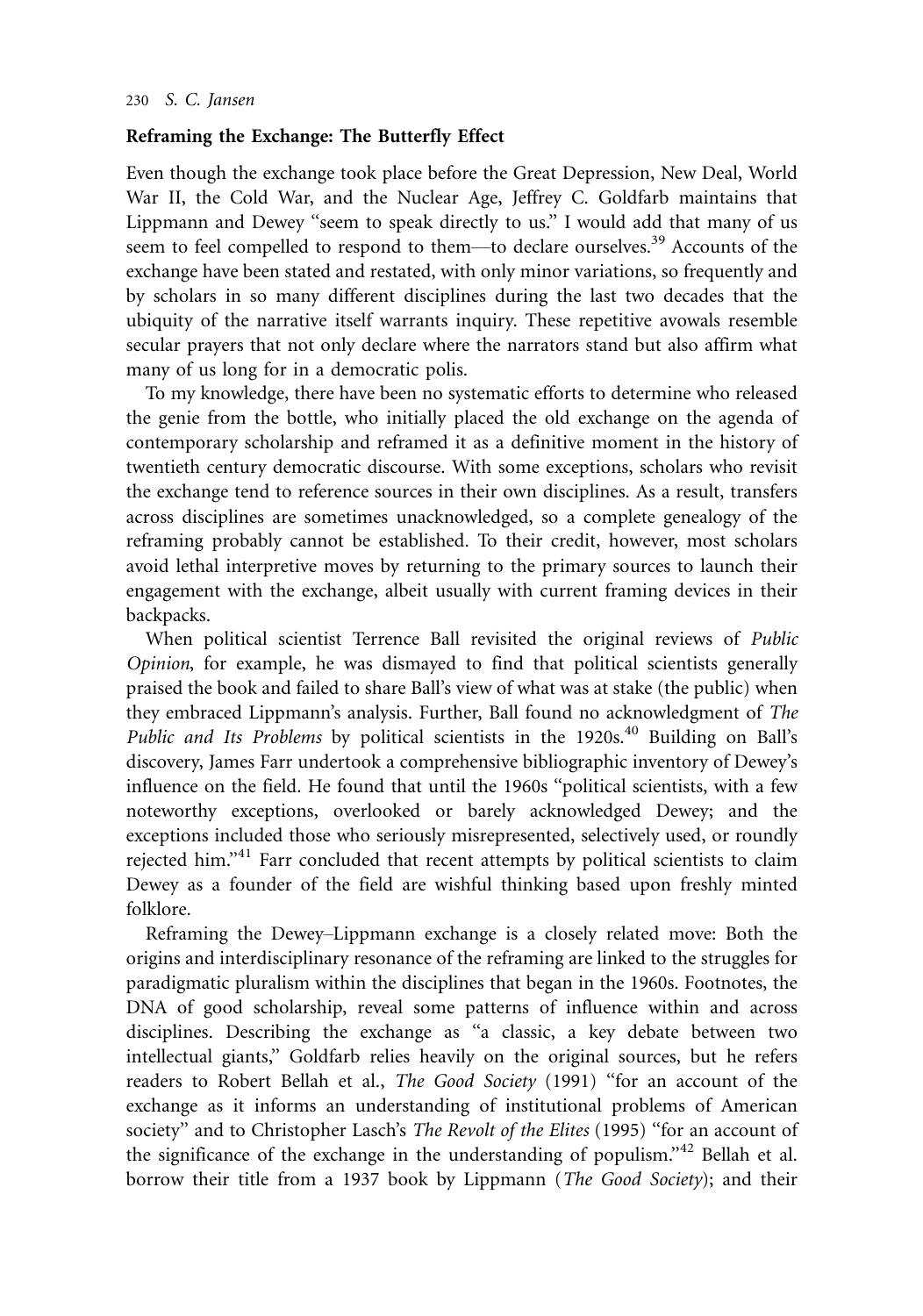## Reframing the Exchange: The Butterfly Effect

Even though the exchange took place before the Great Depression, New Deal, World War II, the Cold War, and the Nuclear Age, Jeffrey C. Goldfarb maintains that Lippmann and Dewey "seem to speak directly to us." I would add that many of us seem to feel compelled to respond to them—to declare ourselves.[39] Accounts of the exchange have been stated and restated, with only minor variations, so frequently and by scholars in so many different disciplines during the last two decades that the ubiquity of the narrative itself warrants inquiry. These repetitive avowals resemble secular prayers that not only declare where the narrators stand but also affirm what many of us long for in a democratic polis.

To my knowledge, there have been no systematic efforts to determine who released the genie from the bottle, who initially placed the old exchange on the agenda of contemporary scholarship and reframed it as a definitive moment in the history of twentieth century democratic discourse. With some exceptions, scholars who revisit the exchange tend to reference sources in their own disciplines. As a result, transfers across disciplines are sometimes unacknowledged, so a complete genealogy of the reframing probably cannot be established. To their credit, however, most scholars avoid lethal interpretive moves by returning to the primary sources to launch their engagement with the exchange, albeit usually with current framing devices in their backpacks.

When political scientist Terrence Ball revisited the original reviews of *Public Opinion*, for example, he was dismayed to find that political scientists generally praised the book and failed to share Ball's view of what was at stake (the public) when they embraced Lippmann's analysis. Further, Ball found no acknowledgment of *The Public and Its Problems* by political scientists in the 1920s.[40] Building on Ball's discovery, James Farr undertook a comprehensive bibliographic inventory of Dewey's influence on the field. He found that until the 1960s "political scientists, with a few noteworthy exceptions, overlooked or barely acknowledged Dewey; and the exceptions included those who seriously misrepresented, selectively used, or roundly rejected him."[41] Farr concluded that recent attempts by political scientists to claim Dewey as a founder of the field are wishful thinking based upon freshly minted folklore.

Reframing the Dewey–Lippmann exchange is a closely related move: Both the origins and interdisciplinary resonance of the reframing are linked to the struggles for paradigmatic pluralism within the disciplines that began in the 1960s. Footnotes, the DNA of good scholarship, reveal some patterns of influence within and across disciplines. Describing the exchange as "a classic, a key debate between two intellectual giants," Goldfarb relies heavily on the original sources, but he refers readers to Robert Bellah et al., *The Good Society* (1991) "for an account of the exchange as it informs an understanding of institutional problems of American society" and to Christopher Lasch's *The Revolt of the Elites* (1995) "for an account of the significance of the exchange in the understanding of populism."[42] Bellah et al. borrow their title from a 1937 book by Lippmann (*The Good Society*); and their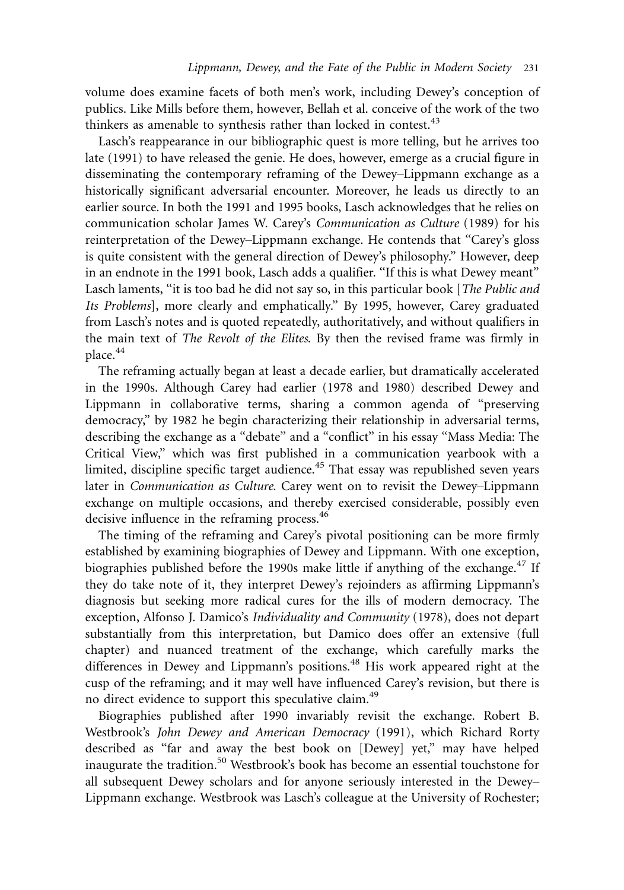volume does examine facets of both men's work, including Dewey's conception of publics. Like Mills before them, however, Bellah et al. conceive of the work of the two thinkers as amenable to synthesis rather than locked in contest.[43]

Lasch's reappearance in our bibliographic quest is more telling, but he arrives too late (1991) to have released the genie. He does, however, emerge as a crucial figure in disseminating the contemporary reframing of the Dewey–Lippmann exchange as a historically significant adversarial encounter. Moreover, he leads us directly to an earlier source. In both the 1991 and 1995 books, Lasch acknowledges that he relies on communication scholar James W. Carey's *Communication as Culture* (1989) for his reinterpretation of the Dewey–Lippmann exchange. He contends that "Carey's gloss is quite consistent with the general direction of Dewey's philosophy." However, deep in an endnote in the 1991 book, Lasch adds a qualifier. "If this is what Dewey meant" Lasch laments, "it is too bad he did not say so, in this particular book [*The Public and Its Problems*], more clearly and emphatically." By 1995, however, Carey graduated from Lasch's notes and is quoted repeatedly, authoritatively, and without qualifiers in the main text of *The Revolt of the Elites*. By then the revised frame was firmly in place.[44]

The reframing actually began at least a decade earlier, but dramatically accelerated in the 1990s. Although Carey had earlier (1978 and 1980) described Dewey and Lippmann in collaborative terms, sharing a common agenda of "preserving democracy," by 1982 he begin characterizing their relationship in adversarial terms, describing the exchange as a "debate" and a "conflict" in his essay "Mass Media: The Critical View," which was first published in a communication yearbook with a limited, discipline specific target audience.[45] That essay was republished seven years later in *Communication as Culture*. Carey went on to revisit the Dewey–Lippmann exchange on multiple occasions, and thereby exercised considerable, possibly even decisive influence in the reframing process.[46]

The timing of the reframing and Carey's pivotal positioning can be more firmly established by examining biographies of Dewey and Lippmann. With one exception, biographies published before the 1990s make little if anything of the exchange.[47] If they do take note of it, they interpret Dewey's rejoinders as affirming Lippmann's diagnosis but seeking more radical cures for the ills of modern democracy. The exception, Alfonso J. Damico's *Individuality and Community* (1978), does not depart substantially from this interpretation, but Damico does offer an extensive (full chapter) and nuanced treatment of the exchange, which carefully marks the differences in Dewey and Lippmann's positions.[48] His work appeared right at the cusp of the reframing; and it may well have influenced Carey's revision, but there is no direct evidence to support this speculative claim.[49]

Biographies published after 1990 invariably revisit the exchange. Robert B. Westbrook's *John Dewey and American Democracy* (1991), which Richard Rorty described as "far and away the best book on [Dewey] yet," may have helped inaugurate the tradition.[50] Westbrook's book has become an essential touchstone for all subsequent Dewey scholars and for anyone seriously interested in the Dewey–Lippmann exchange. Westbrook was Lasch's colleague at the University of Rochester;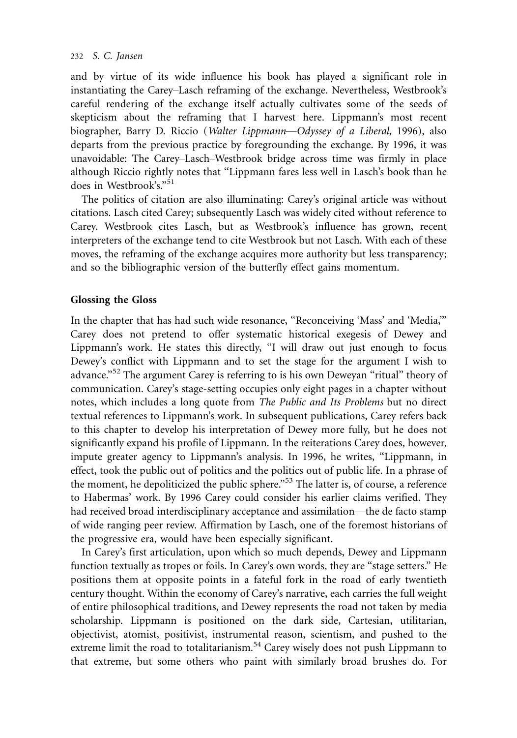and by virtue of its wide influence his book has played a significant role in instantiating the Carey–Lasch reframing of the exchange. Nevertheless, Westbrook's careful rendering of the exchange itself actually cultivates some of the seeds of skepticism about the reframing that I harvest here. Lippmann's most recent biographer, Barry D. Riccio (*Walter Lippmann—Odyssey of a Liberal*, 1996), also departs from the previous practice by foregrounding the exchange. By 1996, it was unavoidable: The Carey–Lasch–Westbrook bridge across time was firmly in place although Riccio rightly notes that "Lippmann fares less well in Lasch's book than he does in Westbrook's."[51]

The politics of citation are also illuminating: Carey's original article was without citations. Lasch cited Carey; subsequently Lasch was widely cited without reference to Carey. Westbrook cites Lasch, but as Westbrook's influence has grown, recent interpreters of the exchange tend to cite Westbrook but not Lasch. With each of these moves, the reframing of the exchange acquires more authority but less transparency; and so the bibliographic version of the butterfly effect gains momentum.

## Glossing the Gloss

In the chapter that has had such wide resonance, "Reconceiving 'Mass' and 'Media,'" Carey does not pretend to offer systematic historical exegesis of Dewey and Lippmann's work. He states this directly, "I will draw out just enough to focus Dewey's conflict with Lippmann and to set the stage for the argument I wish to advance."[52] The argument Carey is referring to is his own Deweyan "ritual" theory of communication. Carey's stage-setting occupies only eight pages in a chapter without notes, which includes a long quote from *The Public and Its Problems* but no direct textual references to Lippmann's work. In subsequent publications, Carey refers back to this chapter to develop his interpretation of Dewey more fully, but he does not significantly expand his profile of Lippmann. In the reiterations Carey does, however, impute greater agency to Lippmann's analysis. In 1996, he writes, "Lippmann, in effect, took the public out of politics and the politics out of public life. In a phrase of the moment, he depoliticized the public sphere."[53] The latter is, of course, a reference to Habermas' work. By 1996 Carey could consider his earlier claims verified. They had received broad interdisciplinary acceptance and assimilation—the de facto stamp of wide ranging peer review. Affirmation by Lasch, one of the foremost historians of the progressive era, would have been especially significant.

In Carey's first articulation, upon which so much depends, Dewey and Lippmann function textually as tropes or foils. In Carey's own words, they are "stage setters." He positions them at opposite points in a fateful fork in the road of early twentieth century thought. Within the economy of Carey's narrative, each carries the full weight of entire philosophical traditions, and Dewey represents the road not taken by media scholarship. Lippmann is positioned on the dark side, Cartesian, utilitarian, objectivist, atomist, positivist, instrumental reason, scientism, and pushed to the extreme limit the road to totalitarianism.[54] Carey wisely does not push Lippmann to that extreme, but some others who paint with similarly broad brushes do. For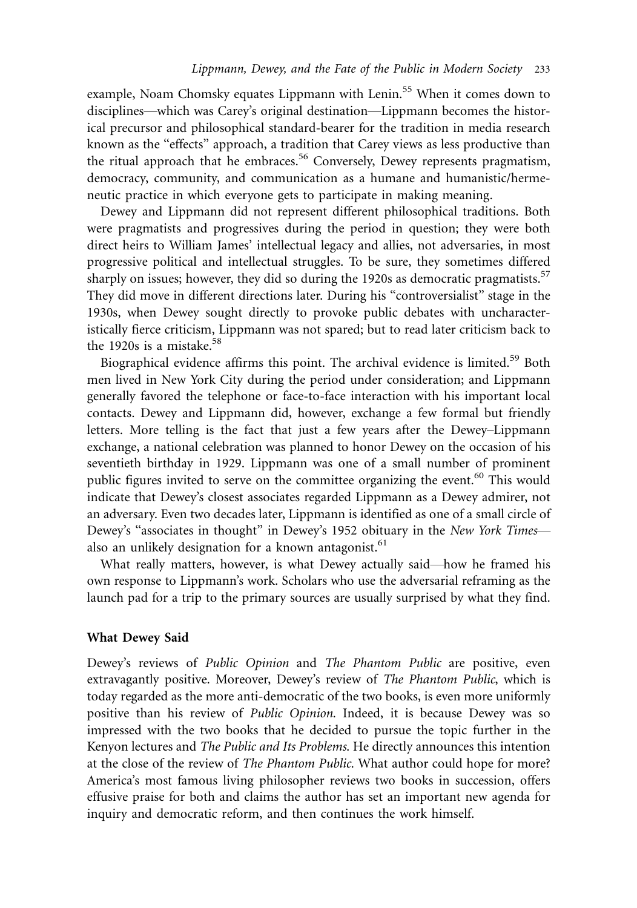example, Noam Chomsky equates Lippmann with Lenin.[55] When it comes down to disciplines—which was Carey's original destination—Lippmann becomes the historical precursor and philosophical standard-bearer for the tradition in media research known as the "effects" approach, a tradition that Carey views as less productive than the ritual approach that he embraces.[56] Conversely, Dewey represents pragmatism, democracy, community, and communication as a humane and humanistic/hermeneutic practice in which everyone gets to participate in making meaning.

Dewey and Lippmann did not represent different philosophical traditions. Both were pragmatists and progressives during the period in question; they were both direct heirs to William James' intellectual legacy and allies, not adversaries, in most progressive political and intellectual struggles. To be sure, they sometimes differed sharply on issues; however, they did so during the 1920s as democratic pragmatists.[57] They did move in different directions later. During his "controversialist" stage in the 1930s, when Dewey sought directly to provoke public debates with uncharacteristically fierce criticism, Lippmann was not spared; but to read later criticism back to the 1920s is a mistake.[58]

Biographical evidence affirms this point. The archival evidence is limited.[59] Both men lived in New York City during the period under consideration; and Lippmann generally favored the telephone or face-to-face interaction with his important local contacts. Dewey and Lippmann did, however, exchange a few formal but friendly letters. More telling is the fact that just a few years after the Dewey–Lippmann exchange, a national celebration was planned to honor Dewey on the occasion of his seventieth birthday in 1929. Lippmann was one of a small number of prominent public figures invited to serve on the committee organizing the event.[60] This would indicate that Dewey's closest associates regarded Lippmann as a Dewey admirer, not an adversary. Even two decades later, Lippmann is identified as one of a small circle of Dewey's "associates in thought" in Dewey's 1952 obituary in the *New York Times*—also an unlikely designation for a known antagonist.[61]

What really matters, however, is what Dewey actually said—how he framed his own response to Lippmann's work. Scholars who use the adversarial reframing as the launch pad for a trip to the primary sources are usually surprised by what they find.

### What Dewey Said

Dewey's reviews of *Public Opinion* and *The Phantom Public* are positive, even extravagantly positive. Moreover, Dewey's review of *The Phantom Public*, which is today regarded as the more anti-democratic of the two books, is even more uniformly positive than his review of *Public Opinion*. Indeed, it is because Dewey was so impressed with the two books that he decided to pursue the topic further in the Kenyon lectures and *The Public and Its Problems*. He directly announces this intention at the close of the review of *The Phantom Public*. What author could hope for more? America's most famous living philosopher reviews two books in succession, offers effusive praise for both and claims the author has set an important new agenda for inquiry and democratic reform, and then continues the work himself.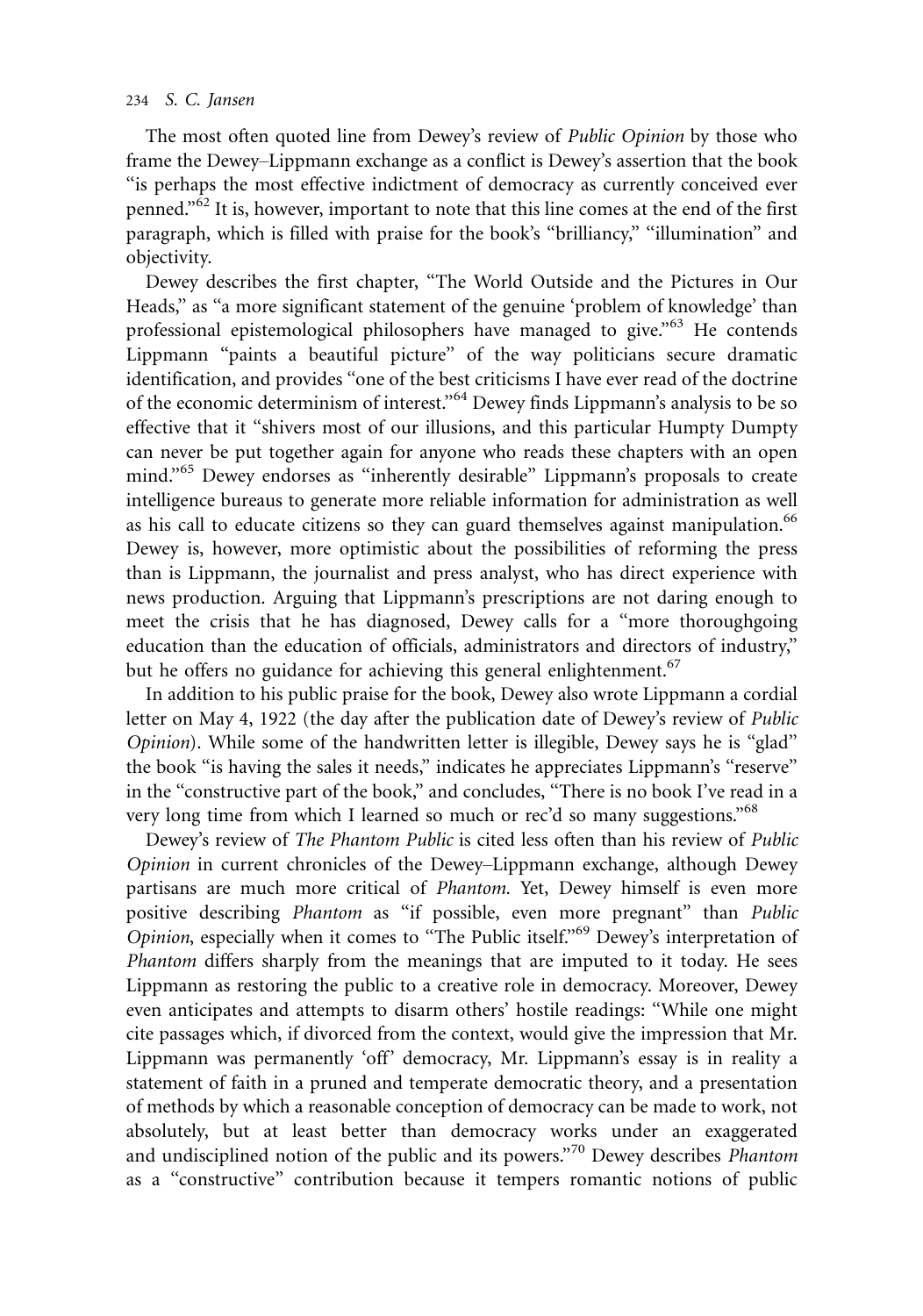The most often quoted line from Dewey's review of *Public Opinion* by those who frame the Dewey–Lippmann exchange as a conflict is Dewey's assertion that the book "is perhaps the most effective indictment of democracy as currently conceived ever penned."[62] It is, however, important to note that this line comes at the end of the first paragraph, which is filled with praise for the book's "brilliancy," "illumination" and objectivity.

Dewey describes the first chapter, "The World Outside and the Pictures in Our Heads," as "a more significant statement of the genuine 'problem of knowledge' than professional epistemological philosophers have managed to give."[63] He contends Lippmann "paints a beautiful picture" of the way politicians secure dramatic identification, and provides "one of the best criticisms I have ever read of the doctrine of the economic determinism of interest."[64] Dewey finds Lippmann's analysis to be so effective that it "shivers most of our illusions, and this particular Humpty Dumpty can never be put together again for anyone who reads these chapters with an open mind."[65] Dewey endorses as "inherently desirable" Lippmann's proposals to create intelligence bureaus to generate more reliable information for administration as well as his call to educate citizens so they can guard themselves against manipulation.[66] Dewey is, however, more optimistic about the possibilities of reforming the press than is Lippmann, the journalist and press analyst, who has direct experience with news production. Arguing that Lippmann's prescriptions are not daring enough to meet the crisis that he has diagnosed, Dewey calls for a "more thoroughgoing education than the education of officials, administrators and directors of industry," but he offers no guidance for achieving this general enlightenment.[67]

In addition to his public praise for the book, Dewey also wrote Lippmann a cordial letter on May 4, 1922 (the day after the publication date of Dewey's review of *Public Opinion*). While some of the handwritten letter is illegible, Dewey says he is "glad" the book "is having the sales it needs," indicates he appreciates Lippmann's "reserve" in the "constructive part of the book," and concludes, "There is no book I've read in a very long time from which I learned so much or rec'd so many suggestions."[68]

Dewey's review of *The Phantom Public* is cited less often than his review of *Public Opinion* in current chronicles of the Dewey–Lippmann exchange, although Dewey partisans are much more critical of *Phantom*. Yet, Dewey himself is even more positive describing *Phantom* as "if possible, even more pregnant" than *Public Opinion*, especially when it comes to "The Public itself."[69] Dewey's interpretation of *Phantom* differs sharply from the meanings that are imputed to it today. He sees Lippmann as restoring the public to a creative role in democracy. Moreover, Dewey even anticipates and attempts to disarm others' hostile readings: "While one might cite passages which, if divorced from the context, would give the impression that Mr. Lippmann was permanently 'off' democracy, Mr. Lippmann's essay is in reality a statement of faith in a pruned and temperate democratic theory, and a presentation of methods by which a reasonable conception of democracy can be made to work, not absolutely, but at least better than democracy works under an exaggerated and undisciplined notion of the public and its powers."[70] Dewey describes *Phantom* as a "constructive" contribution because it tempers romantic notions of public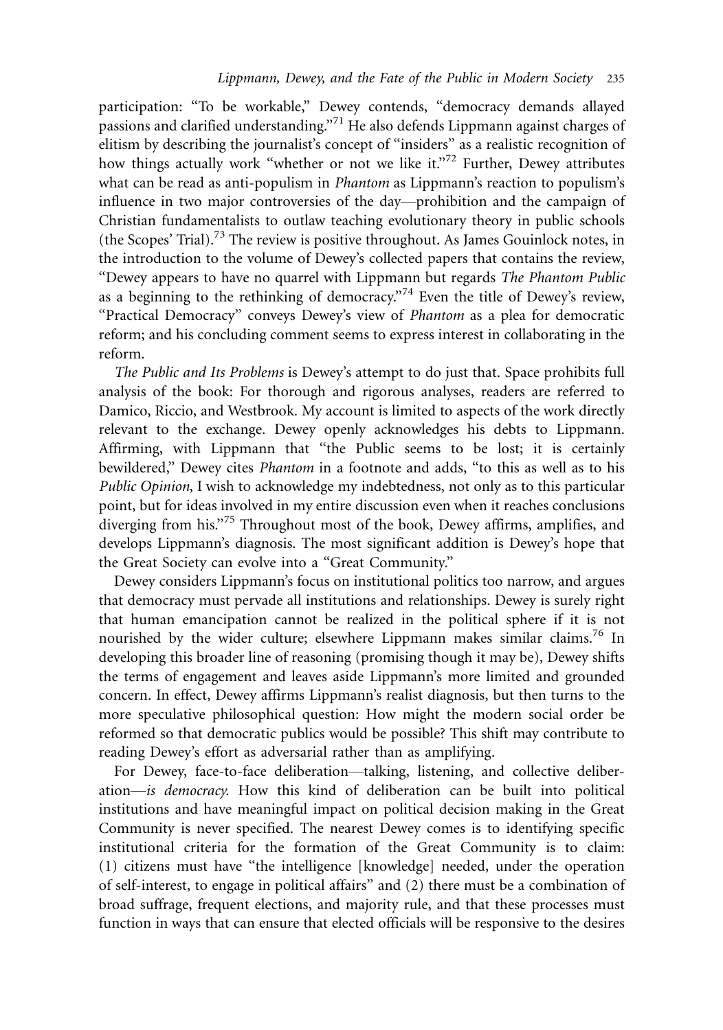participation: "To be workable," Dewey contends, "democracy demands allayed passions and clarified understanding."[71] He also defends Lippmann against charges of elitism by describing the journalist's concept of "insiders" as a realistic recognition of how things actually work "whether or not we like it."[72] Further, Dewey attributes what can be read as anti-populism in *Phantom* as Lippmann's reaction to populism's influence in two major controversies of the day—prohibition and the campaign of Christian fundamentalists to outlaw teaching evolutionary theory in public schools (the Scopes' Trial).[73] The review is positive throughout. As James Gouinlock notes, in the introduction to the volume of Dewey's collected papers that contains the review, "Dewey appears to have no quarrel with Lippmann but regards *The Phantom Public* as a beginning to the rethinking of democracy."[74] Even the title of Dewey's review, "Practical Democracy" conveys Dewey's view of *Phantom* as a plea for democratic reform; and his concluding comment seems to express interest in collaborating in the reform.

*The Public and Its Problems* is Dewey's attempt to do just that. Space prohibits full analysis of the book: For thorough and rigorous analyses, readers are referred to Damico, Riccio, and Westbrook. My account is limited to aspects of the work directly relevant to the exchange. Dewey openly acknowledges his debts to Lippmann. Affirming, with Lippmann that "the Public seems to be lost; it is certainly bewildered," Dewey cites *Phantom* in a footnote and adds, "to this as well as to his *Public Opinion*, I wish to acknowledge my indebtedness, not only as to this particular point, but for ideas involved in my entire discussion even when it reaches conclusions diverging from his."[75] Throughout most of the book, Dewey affirms, amplifies, and develops Lippmann's diagnosis. The most significant addition is Dewey's hope that the Great Society can evolve into a "Great Community."

Dewey considers Lippmann's focus on institutional politics too narrow, and argues that democracy must pervade all institutions and relationships. Dewey is surely right that human emancipation cannot be realized in the political sphere if it is not nourished by the wider culture; elsewhere Lippmann makes similar claims.[76] In developing this broader line of reasoning (promising though it may be), Dewey shifts the terms of engagement and leaves aside Lippmann's more limited and grounded concern. In effect, Dewey affirms Lippmann's realist diagnosis, but then turns to the more speculative philosophical question: How might the modern social order be reformed so that democratic publics would be possible? This shift may contribute to reading Dewey's effort as adversarial rather than as amplifying.

For Dewey, face-to-face deliberation—talking, listening, and collective deliberation—*is democracy.* How this kind of deliberation can be built into political institutions and have meaningful impact on political decision making in the Great Community is never specified. The nearest Dewey comes is to identifying specific institutional criteria for the formation of the Great Community is to claim: (1) citizens must have "the intelligence [knowledge] needed, under the operation of self-interest, to engage in political affairs" and (2) there must be a combination of broad suffrage, frequent elections, and majority rule, and that these processes must function in ways that can ensure that elected officials will be responsive to the desires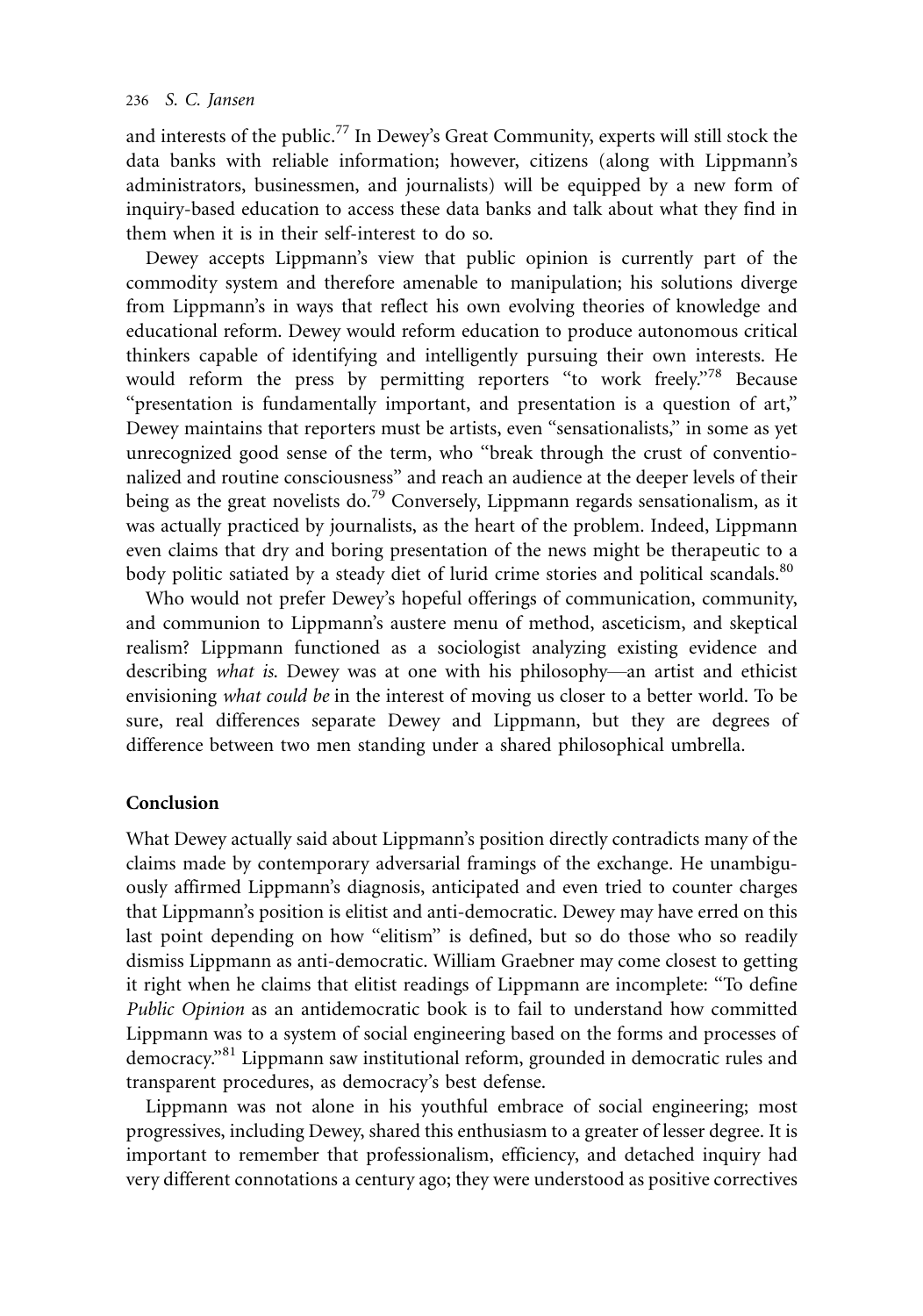and interests of the public.[77] In Dewey's Great Community, experts will still stock the data banks with reliable information; however, citizens (along with Lippmann's administrators, businessmen, and journalists) will be equipped by a new form of inquiry-based education to access these data banks and talk about what they find in them when it is in their self-interest to do so.

Dewey accepts Lippmann's view that public opinion is currently part of the commodity system and therefore amenable to manipulation; his solutions diverge from Lippmann's in ways that reflect his own evolving theories of knowledge and educational reform. Dewey would reform education to produce autonomous critical thinkers capable of identifying and intelligently pursuing their own interests. He would reform the press by permitting reporters "to work freely."[78] Because "presentation is fundamentally important, and presentation is a question of art," Dewey maintains that reporters must be artists, even "sensationalists," in some as yet unrecognized good sense of the term, who "break through the crust of conventionalized and routine consciousness" and reach an audience at the deeper levels of their being as the great novelists do.[79] Conversely, Lippmann regards sensationalism, as it was actually practiced by journalists, as the heart of the problem. Indeed, Lippmann even claims that dry and boring presentation of the news might be therapeutic to a body politic satiated by a steady diet of lurid crime stories and political scandals.[80]

Who would not prefer Dewey's hopeful offerings of communication, community, and communion to Lippmann's austere menu of method, asceticism, and skeptical realism? Lippmann functioned as a sociologist analyzing existing evidence and describing *what is*. Dewey was at one with his philosophy—an artist and ethicist envisioning *what could be* in the interest of moving us closer to a better world. To be sure, real differences separate Dewey and Lippmann, but they are degrees of difference between two men standing under a shared philosophical umbrella.

## Conclusion

What Dewey actually said about Lippmann's position directly contradicts many of the claims made by contemporary adversarial framings of the exchange. He unambiguously affirmed Lippmann's diagnosis, anticipated and even tried to counter charges that Lippmann's position is elitist and anti-democratic. Dewey may have erred on this last point depending on how "elitism" is defined, but so do those who so readily dismiss Lippmann as anti-democratic. William Graebner may come closest to getting it right when he claims that elitist readings of Lippmann are incomplete: "To define *Public Opinion* as an antidemocratic book is to fail to understand how committed Lippmann was to a system of social engineering based on the forms and processes of democracy."[81] Lippmann saw institutional reform, grounded in democratic rules and transparent procedures, as democracy's best defense.

Lippmann was not alone in his youthful embrace of social engineering; most progressives, including Dewey, shared this enthusiasm to a greater of lesser degree. It is important to remember that professionalism, efficiency, and detached inquiry had very different connotations a century ago; they were understood as positive correctives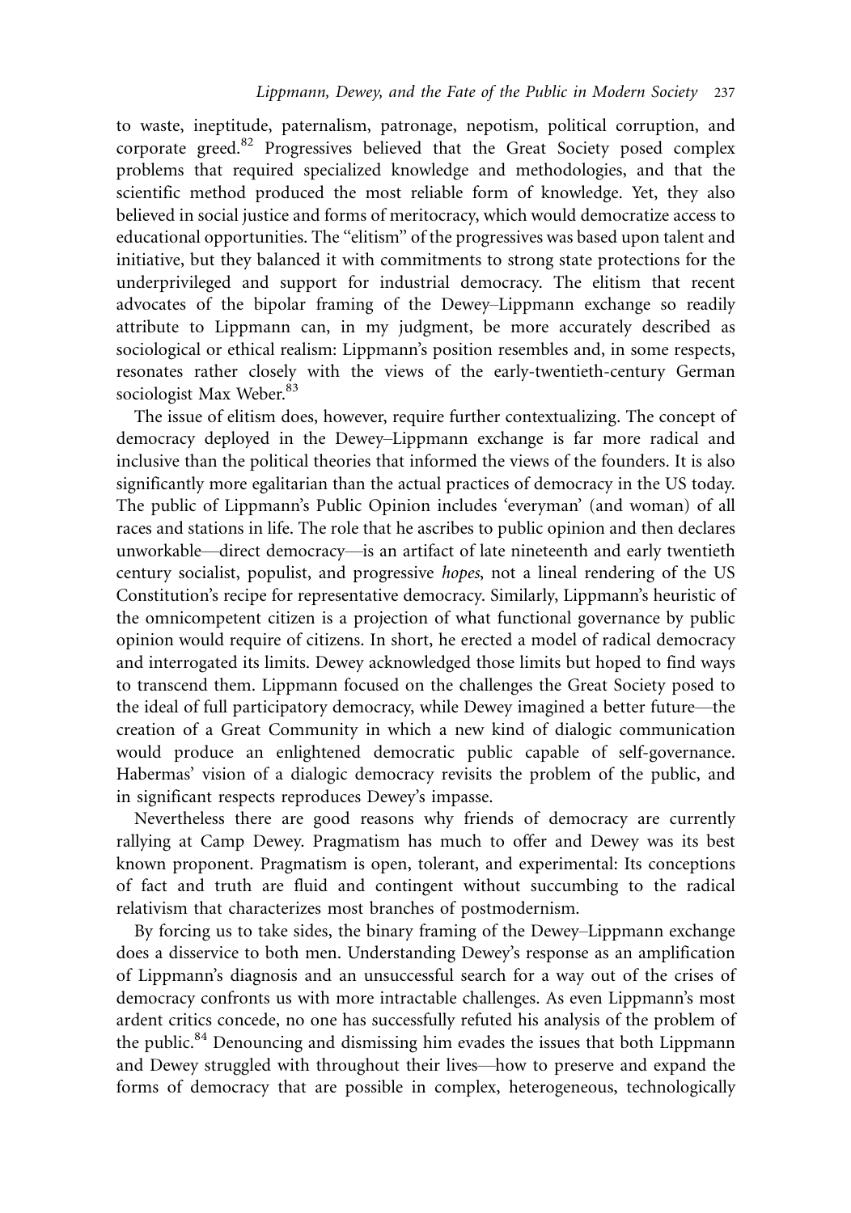to waste, ineptitude, paternalism, patronage, nepotism, political corruption, and corporate greed.[82] Progressives believed that the Great Society posed complex problems that required specialized knowledge and methodologies, and that the scientific method produced the most reliable form of knowledge. Yet, they also believed in social justice and forms of meritocracy, which would democratize access to educational opportunities. The "elitism" of the progressives was based upon talent and initiative, but they balanced it with commitments to strong state protections for the underprivileged and support for industrial democracy. The elitism that recent advocates of the bipolar framing of the Dewey–Lippmann exchange so readily attribute to Lippmann can, in my judgment, be more accurately described as sociological or ethical realism: Lippmann's position resembles and, in some respects, resonates rather closely with the views of the early-twentieth-century German sociologist Max Weber.[83]

The issue of elitism does, however, require further contextualizing. The concept of democracy deployed in the Dewey–Lippmann exchange is far more radical and inclusive than the political theories that informed the views of the founders. It is also significantly more egalitarian than the actual practices of democracy in the US today. The public of Lippmann's Public Opinion includes 'everyman' (and woman) of all races and stations in life. The role that he ascribes to public opinion and then declares unworkable—direct democracy—is an artifact of late nineteenth and early twentieth century socialist, populist, and progressive *hopes*, not a lineal rendering of the US Constitution's recipe for representative democracy. Similarly, Lippmann's heuristic of the omnicompetent citizen is a projection of what functional governance by public opinion would require of citizens. In short, he erected a model of radical democracy and interrogated its limits. Dewey acknowledged those limits but hoped to find ways to transcend them. Lippmann focused on the challenges the Great Society posed to the ideal of full participatory democracy, while Dewey imagined a better future—the creation of a Great Community in which a new kind of dialogic communication would produce an enlightened democratic public capable of self-governance. Habermas' vision of a dialogic democracy revisits the problem of the public, and in significant respects reproduces Dewey's impasse.

Nevertheless there are good reasons why friends of democracy are currently rallying at Camp Dewey. Pragmatism has much to offer and Dewey was its best known proponent. Pragmatism is open, tolerant, and experimental: Its conceptions of fact and truth are fluid and contingent without succumbing to the radical relativism that characterizes most branches of postmodernism.

By forcing us to take sides, the binary framing of the Dewey–Lippmann exchange does a disservice to both men. Understanding Dewey's response as an amplification of Lippmann's diagnosis and an unsuccessful search for a way out of the crises of democracy confronts us with more intractable challenges. As even Lippmann's most ardent critics concede, no one has successfully refuted his analysis of the problem of the public.[84] Denouncing and dismissing him evades the issues that both Lippmann and Dewey struggled with throughout their lives—how to preserve and expand the forms of democracy that are possible in complex, heterogeneous, technologically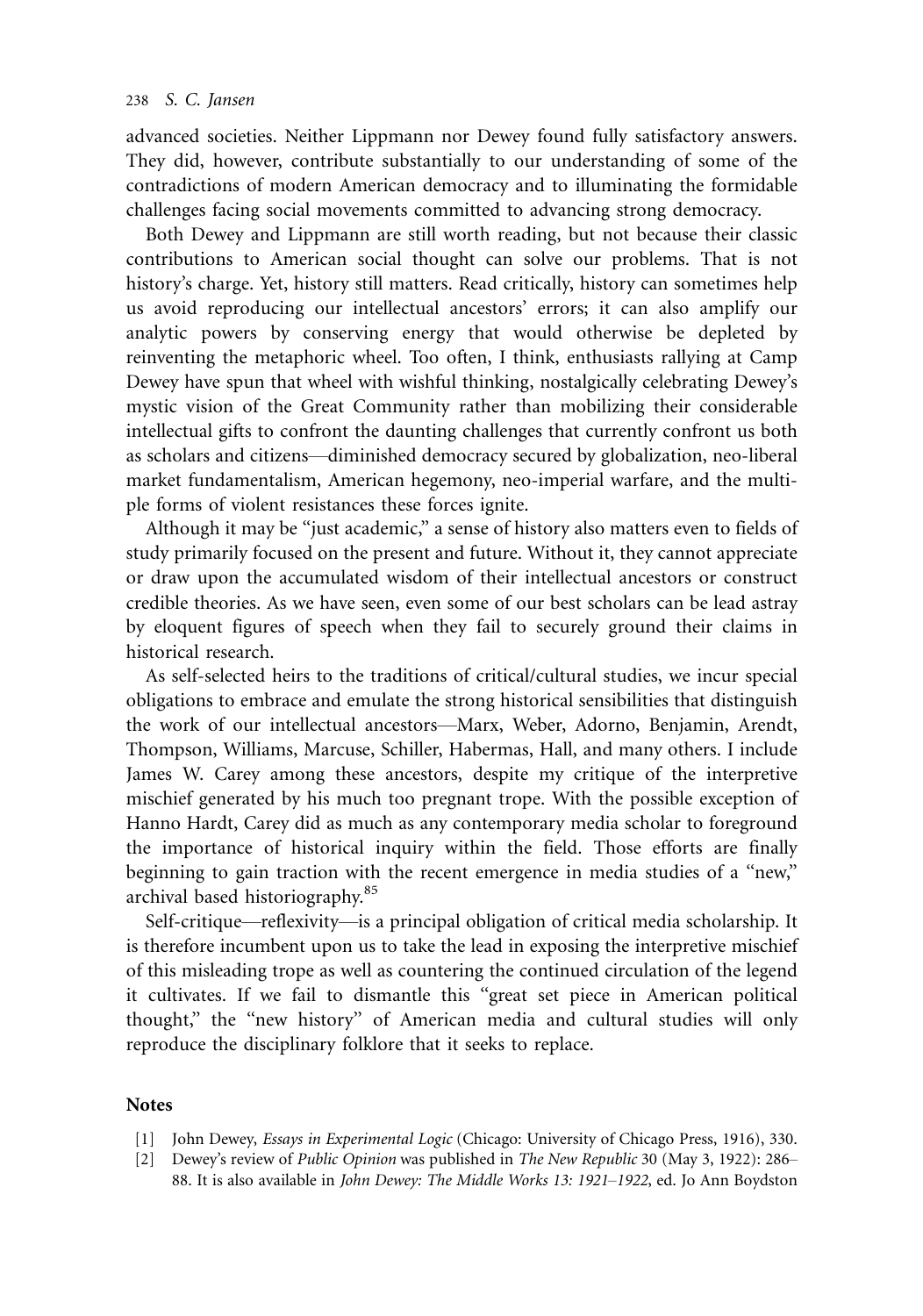advanced societies. Neither Lippmann nor Dewey found fully satisfactory answers. They did, however, contribute substantially to our understanding of some of the contradictions of modern American democracy and to illuminating the formidable challenges facing social movements committed to advancing strong democracy.

Both Dewey and Lippmann are still worth reading, but not because their classic contributions to American social thought can solve our problems. That is not history's charge. Yet, history still matters. Read critically, history can sometimes help us avoid reproducing our intellectual ancestors' errors; it can also amplify our analytic powers by conserving energy that would otherwise be depleted by reinventing the metaphoric wheel. Too often, I think, enthusiasts rallying at Camp Dewey have spun that wheel with wishful thinking, nostalgically celebrating Dewey's mystic vision of the Great Community rather than mobilizing their considerable intellectual gifts to confront the daunting challenges that currently confront us both as scholars and citizens—diminished democracy secured by globalization, neo-liberal market fundamentalism, American hegemony, neo-imperial warfare, and the multiple forms of violent resistances these forces ignite.

Although it may be "just academic," a sense of history also matters even to fields of study primarily focused on the present and future. Without it, they cannot appreciate or draw upon the accumulated wisdom of their intellectual ancestors or construct credible theories. As we have seen, even some of our best scholars can be lead astray by eloquent figures of speech when they fail to securely ground their claims in historical research.

As self-selected heirs to the traditions of critical/cultural studies, we incur special obligations to embrace and emulate the strong historical sensibilities that distinguish the work of our intellectual ancestors—Marx, Weber, Adorno, Benjamin, Arendt, Thompson, Williams, Marcuse, Schiller, Habermas, Hall, and many others. I include James W. Carey among these ancestors, despite my critique of the interpretive mischief generated by his much too pregnant trope. With the possible exception of Hanno Hardt, Carey did as much as any contemporary media scholar to foreground the importance of historical inquiry within the field. Those efforts are finally beginning to gain traction with the recent emergence in media studies of a "new," archival based historiography.[85]

Self-critique—reflexivity—is a principal obligation of critical media scholarship. It is therefore incumbent upon us to take the lead in exposing the interpretive mischief of this misleading trope as well as countering the continued circulation of the legend it cultivates. If we fail to dismantle this "great set piece in American political thought," the "new history" of American media and cultural studies will only reproduce the disciplinary folklore that it seeks to replace.

## Notes

[1] John Dewey, *Essays in Experimental Logic* (Chicago: University of Chicago Press, 1916), 330.

[2] Dewey's review of *Public Opinion* was published in *The New Republic* 30 (May 3, 1922): 286–88. It is also available in *John Dewey: The Middle Works 13: 1921–1922*, ed. Jo Ann Boydston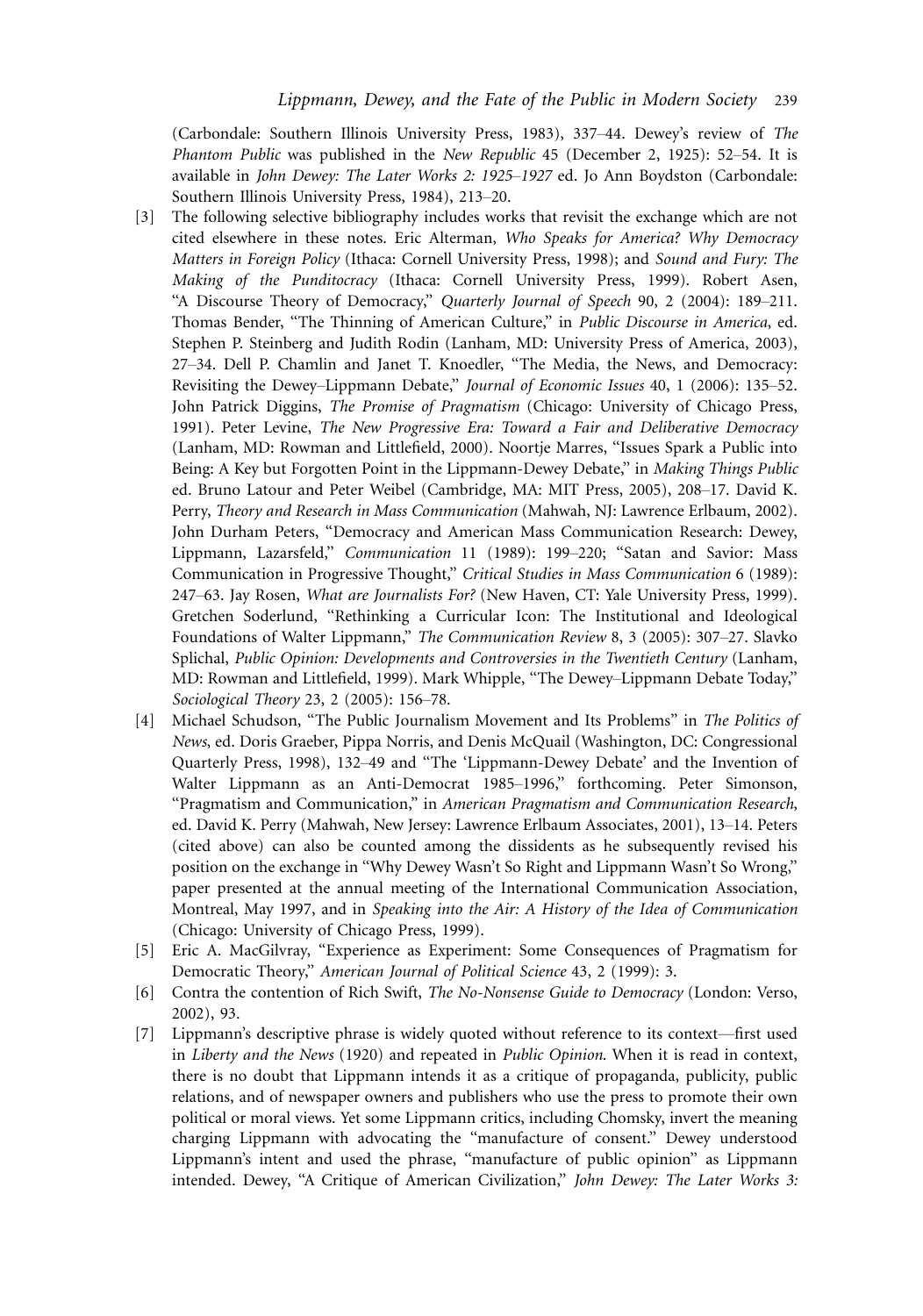(Carbondale: Southern Illinois University Press, 1983), 337–44. Dewey's review of *The Phantom Public* was published in the *New Republic* 45 (December 2, 1925): 52–54. It is available in *John Dewey: The Later Works 2: 1925–1927* ed. Jo Ann Boydston (Carbondale: Southern Illinois University Press, 1984), 213–20.

[3] The following selective bibliography includes works that revisit the exchange which are not cited elsewhere in these notes. Eric Alterman, *Who Speaks for America? Why Democracy Matters in Foreign Policy* (Ithaca: Cornell University Press, 1998); and *Sound and Fury: The Making of the Punditocracy* (Ithaca: Cornell University Press, 1999). Robert Asen, "A Discourse Theory of Democracy," *Quarterly Journal of Speech* 90, 2 (2004): 189–211. Thomas Bender, "The Thinning of American Culture," in *Public Discourse in America*, ed. Stephen P. Steinberg and Judith Rodin (Lanham, MD: University Press of America, 2003), 27–34. Dell P. Chamlin and Janet T. Knoedler, "The Media, the News, and Democracy: Revisiting the Dewey–Lippmann Debate," *Journal of Economic Issues* 40, 1 (2006): 135–52. John Patrick Diggins, *The Promise of Pragmatism* (Chicago: University of Chicago Press, 1991). Peter Levine, *The New Progressive Era: Toward a Fair and Deliberative Democracy* (Lanham, MD: Rowman and Littlefield, 2000). Noortje Marres, "Issues Spark a Public into Being: A Key but Forgotten Point in the Lippmann-Dewey Debate," in *Making Things Public* ed. Bruno Latour and Peter Weibel (Cambridge, MA: MIT Press, 2005), 208–17. David K. Perry, *Theory and Research in Mass Communication* (Mahwah, NJ: Lawrence Erlbaum, 2002). John Durham Peters, "Democracy and American Mass Communication Research: Dewey, Lippmann, Lazarsfeld," *Communication* 11 (1989): 199–220; "Satan and Savior: Mass Communication in Progressive Thought," *Critical Studies in Mass Communication* 6 (1989): 247–63. Jay Rosen, *What are Journalists For?* (New Haven, CT: Yale University Press, 1999). Gretchen Soderlund, "Rethinking a Curricular Icon: The Institutional and Ideological Foundations of Walter Lippmann," *The Communication Review* 8, 3 (2005): 307–27. Slavko Splichal, *Public Opinion: Developments and Controversies in the Twentieth Century* (Lanham, MD: Rowman and Littlefield, 1999). Mark Whipple, "The Dewey–Lippmann Debate Today," *Sociological Theory* 23, 2 (2005): 156–78.

[4] Michael Schudson, "The Public Journalism Movement and Its Problems" in *The Politics of News*, ed. Doris Graeber, Pippa Norris, and Denis McQuail (Washington, DC: Congressional Quarterly Press, 1998), 132–49 and "The 'Lippmann-Dewey Debate' and the Invention of Walter Lippmann as an Anti-Democrat 1985–1996," forthcoming. Peter Simonson, "Pragmatism and Communication," in *American Pragmatism and Communication Research*, ed. David K. Perry (Mahwah, New Jersey: Lawrence Erlbaum Associates, 2001), 13–14. Peters (cited above) can also be counted among the dissidents as he subsequently revised his position on the exchange in "Why Dewey Wasn't So Right and Lippmann Wasn't So Wrong," paper presented at the annual meeting of the International Communication Association, Montreal, May 1997, and in *Speaking into the Air: A History of the Idea of Communication* (Chicago: University of Chicago Press, 1999).

[5] Eric A. MacGilvray, "Experience as Experiment: Some Consequences of Pragmatism for Democratic Theory," *American Journal of Political Science* 43, 2 (1999): 3.

[6] Contra the contention of Rich Swift, *The No-Nonsense Guide to Democracy* (London: Verso, 2002), 93.

[7] Lippmann's descriptive phrase is widely quoted without reference to its context—first used in *Liberty and the News* (1920) and repeated in *Public Opinion*. When it is read in context, there is no doubt that Lippmann intends it as a critique of propaganda, publicity, public relations, and of newspaper owners and publishers who use the press to promote their own political or moral views. Yet some Lippmann critics, including Chomsky, invert the meaning charging Lippmann with advocating the "manufacture of consent." Dewey understood Lippmann's intent and used the phrase, "manufacture of public opinion" as Lippmann intended. Dewey, "A Critique of American Civilization," *John Dewey: The Later Works 3:*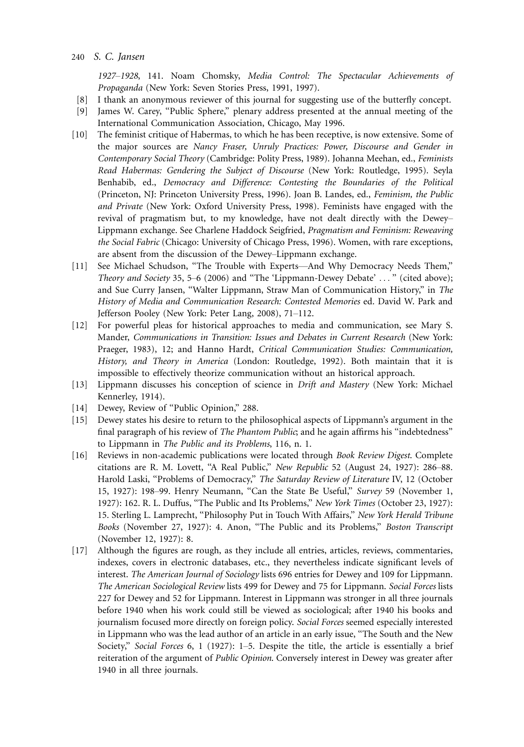*1927–1928*, 141. Noam Chomsky, *Media Control: The Spectacular Achievements of Propaganda* (New York: Seven Stories Press, 1991, 1997).

[8] I thank an anonymous reviewer of this journal for suggesting use of the butterfly concept.

[9] James W. Carey, "Public Sphere," plenary address presented at the annual meeting of the International Communication Association, Chicago, May 1996.

[10] The feminist critique of Habermas, to which he has been receptive, is now extensive. Some of the major sources are *Nancy Fraser, Unruly Practices: Power, Discourse and Gender in Contemporary Social Theory* (Cambridge: Polity Press, 1989). Johanna Meehan, ed., *Feminists Read Habermas: Gendering the Subject of Discourse* (New York: Routledge, 1995). Seyla Benhabib, ed., *Democracy and Difference: Contesting the Boundaries of the Political* (Princeton, NJ: Princeton University Press, 1996). Joan B. Landes, ed., *Feminism, the Public and Private* (New York: Oxford University Press, 1998). Feminists have engaged with the revival of pragmatism but, to my knowledge, have not dealt directly with the Dewey–Lippmann exchange. See Charlene Haddock Seigfried, *Pragmatism and Feminism: Reweaving the Social Fabric* (Chicago: University of Chicago Press, 1996). Women, with rare exceptions, are absent from the discussion of the Dewey–Lippmann exchange.

[11] See Michael Schudson, "The Trouble with Experts—And Why Democracy Needs Them," *Theory and Society* 35, 5–6 (2006) and "The 'Lippmann-Dewey Debate' . . . " (cited above); and Sue Curry Jansen, "Walter Lippmann, Straw Man of Communication History," in *The History of Media and Communication Research: Contested Memories* ed. David W. Park and Jefferson Pooley (New York: Peter Lang, 2008), 71–112.

[12] For powerful pleas for historical approaches to media and communication, see Mary S. Mander, *Communications in Transition: Issues and Debates in Current Research* (New York: Praeger, 1983), 12; and Hanno Hardt, *Critical Communication Studies: Communication, History, and Theory in America* (London: Routledge, 1992). Both maintain that it is impossible to effectively theorize communication without an historical approach.

[13] Lippmann discusses his conception of science in *Drift and Mastery* (New York: Michael Kennerley, 1914).

[14] Dewey, Review of "Public Opinion," 288.

[15] Dewey states his desire to return to the philosophical aspects of Lippmann's argument in the final paragraph of his review of *The Phantom Public*; and he again affirms his "indebtedness" to Lippmann in *The Public and its Problems*, 116, n. 1.

[16] Reviews in non-academic publications were located through *Book Review Digest*. Complete citations are R. M. Lovett, "A Real Public," *New Republic* 52 (August 24, 1927): 286–88. Harold Laski, "Problems of Democracy," *The Saturday Review of Literature* IV, 12 (October 15, 1927): 198–99. Henry Neumann, "Can the State Be Useful," *Survey* 59 (November 1, 1927): 162. R. L. Duffus, "The Public and Its Problems," *New York Times* (October 23, 1927): 15. Sterling L. Lamprecht, "Philosophy Put in Touch With Affairs," *New York Herald Tribune Books* (November 27, 1927): 4. Anon, "The Public and its Problems," *Boston Transcript* (November 12, 1927): 8.

[17] Although the figures are rough, as they include all entries, articles, reviews, commentaries, indexes, covers in electronic databases, etc., they nevertheless indicate significant levels of interest. *The American Journal of Sociology* lists 696 entries for Dewey and 109 for Lippmann. *The American Sociological Review* lists 499 for Dewey and 75 for Lippmann. *Social Forces* lists 227 for Dewey and 52 for Lippmann. Interest in Lippmann was stronger in all three journals before 1940 when his work could still be viewed as sociological; after 1940 his books and journalism focused more directly on foreign policy. *Social Forces* seemed especially interested in Lippmann who was the lead author of an article in an early issue, "The South and the New Society," *Social Forces* 6, 1 (1927): 1–5. Despite the title, the article is essentially a brief reiteration of the argument of *Public Opinion*. Conversely interest in Dewey was greater after 1940 in all three journals.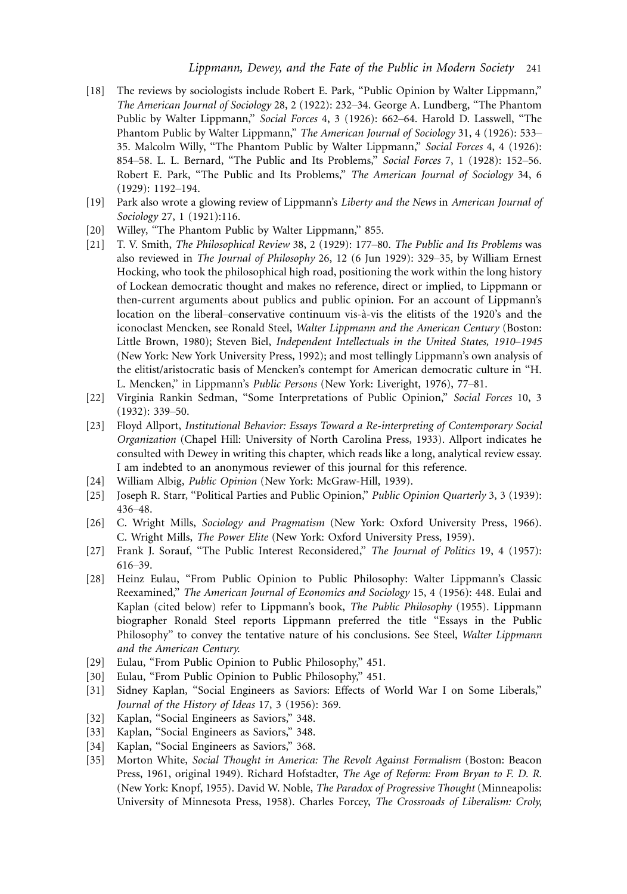[18] The reviews by sociologists include Robert E. Park, "Public Opinion by Walter Lippmann," *The American Journal of Sociology* 28, 2 (1922): 232–34. George A. Lundberg, "The Phantom Public by Walter Lippmann," *Social Forces* 4, 3 (1926): 662–64. Harold D. Lasswell, "The Phantom Public by Walter Lippmann," *The American Journal of Sociology* 31, 4 (1926): 533–35. Malcolm Willy, "The Phantom Public by Walter Lippmann," *Social Forces* 4, 4 (1926): 854–58. L. L. Bernard, "The Public and Its Problems," *Social Forces* 7, 1 (1928): 152–56. Robert E. Park, "The Public and Its Problems," *The American Journal of Sociology* 34, 6 (1929): 1192–194.

[19] Park also wrote a glowing review of Lippmann's *Liberty and the News* in *American Journal of Sociology* 27, 1 (1921):116.

[20] Willey, "The Phantom Public by Walter Lippmann," 855.

[21] T. V. Smith, *The Philosophical Review* 38, 2 (1929): 177–80. *The Public and Its Problems* was also reviewed in *The Journal of Philosophy* 26, 12 (6 Jun 1929): 329–35, by William Ernest Hocking, who took the philosophical high road, positioning the work within the long history of Lockean democratic thought and makes no reference, direct or implied, to Lippmann or then-current arguments about publics and public opinion. For an account of Lippmann's location on the liberal–conservative continuum vis-à-vis the elitists of the 1920's and the iconoclast Mencken, see Ronald Steel, *Walter Lippmann and the American Century* (Boston: Little Brown, 1980); Steven Biel, *Independent Intellectuals in the United States, 1910–1945* (New York: New York University Press, 1992); and most tellingly Lippmann's own analysis of the elitist/aristocratic basis of Mencken's contempt for American democratic culture in "H. L. Mencken," in Lippmann's *Public Persons* (New York: Liveright, 1976), 77–81.

[22] Virginia Rankin Sedman, "Some Interpretations of Public Opinion," *Social Forces* 10, 3 (1932): 339–50.

[23] Floyd Allport, *Institutional Behavior: Essays Toward a Re-interpreting of Contemporary Social Organization* (Chapel Hill: University of North Carolina Press, 1933). Allport indicates he consulted with Dewey in writing this chapter, which reads like a long, analytical review essay. I am indebted to an anonymous reviewer of this journal for this reference.

[24] William Albig, *Public Opinion* (New York: McGraw-Hill, 1939).

[25] Joseph R. Starr, "Political Parties and Public Opinion," *Public Opinion Quarterly* 3, 3 (1939): 436–48.

[26] C. Wright Mills, *Sociology and Pragmatism* (New York: Oxford University Press, 1966). C. Wright Mills, *The Power Elite* (New York: Oxford University Press, 1959).

[27] Frank J. Sorauf, "The Public Interest Reconsidered," *The Journal of Politics* 19, 4 (1957): 616–39.

[28] Heinz Eulau, "From Public Opinion to Public Philosophy: Walter Lippmann's Classic Reexamined," *The American Journal of Economics and Sociology* 15, 4 (1956): 448. Eulai and Kaplan (cited below) refer to Lippmann's book, *The Public Philosophy* (1955). Lippmann biographer Ronald Steel reports Lippmann preferred the title "Essays in the Public Philosophy" to convey the tentative nature of his conclusions. See Steel, *Walter Lippmann and the American Century.*

[29] Eulau, "From Public Opinion to Public Philosophy," 451.

[30] Eulau, "From Public Opinion to Public Philosophy," 451.

[31] Sidney Kaplan, "Social Engineers as Saviors: Effects of World War I on Some Liberals," *Journal of the History of Ideas* 17, 3 (1956): 369.

[32] Kaplan, "Social Engineers as Saviors," 348.

[33] Kaplan, "Social Engineers as Saviors," 348.

[34] Kaplan, "Social Engineers as Saviors," 368.

[35] Morton White, *Social Thought in America: The Revolt Against Formalism* (Boston: Beacon Press, 1961, original 1949). Richard Hofstadter, *The Age of Reform: From Bryan to F. D. R.* (New York: Knopf, 1955). David W. Noble, *The Paradox of Progressive Thought* (Minneapolis: University of Minnesota Press, 1958). Charles Forcey, *The Crossroads of Liberalism: Croly,*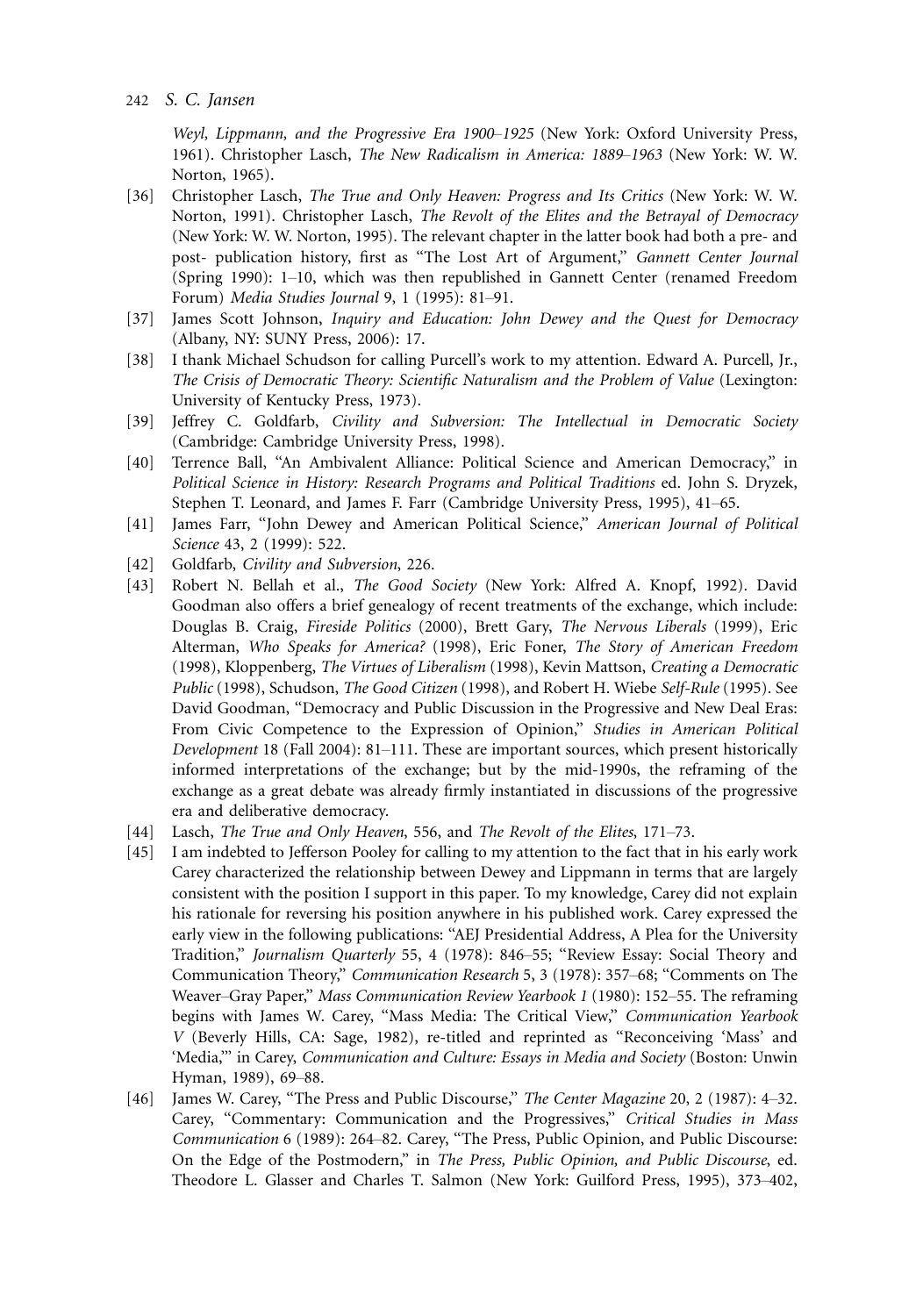*Weyl, Lippmann, and the Progressive Era 1900–1925* (New York: Oxford University Press, 1961). Christopher Lasch, *The New Radicalism in America: 1889–1963* (New York: W. W. Norton, 1965).

[36] Christopher Lasch, *The True and Only Heaven: Progress and Its Critics* (New York: W. W. Norton, 1991). Christopher Lasch, *The Revolt of the Elites and the Betrayal of Democracy* (New York: W. W. Norton, 1995). The relevant chapter in the latter book had both a pre- and post- publication history, first as "The Lost Art of Argument," *Gannett Center Journal* (Spring 1990): 1–10, which was then republished in Gannett Center (renamed Freedom Forum) *Media Studies Journal* 9, 1 (1995): 81–91.

[37] James Scott Johnson, *Inquiry and Education: John Dewey and the Quest for Democracy* (Albany, NY: SUNY Press, 2006): 17.

[38] I thank Michael Schudson for calling Purcell's work to my attention. Edward A. Purcell, Jr., *The Crisis of Democratic Theory: Scientific Naturalism and the Problem of Value* (Lexington: University of Kentucky Press, 1973).

[39] Jeffrey C. Goldfarb, *Civility and Subversion: The Intellectual in Democratic Society* (Cambridge: Cambridge University Press, 1998).

[40] Terrence Ball, "An Ambivalent Alliance: Political Science and American Democracy," in *Political Science in History: Research Programs and Political Traditions* ed. John S. Dryzek, Stephen T. Leonard, and James F. Farr (Cambridge University Press, 1995), 41–65.

[41] James Farr, "John Dewey and American Political Science," *American Journal of Political Science* 43, 2 (1999): 522.

[42] Goldfarb, *Civility and Subversion*, 226.

[43] Robert N. Bellah et al., *The Good Society* (New York: Alfred A. Knopf, 1992). David Goodman also offers a brief genealogy of recent treatments of the exchange, which include: Douglas B. Craig, *Fireside Politics* (2000), Brett Gary, *The Nervous Liberals* (1999), Eric Alterman, *Who Speaks for America?* (1998), Eric Foner, *The Story of American Freedom* (1998), Kloppenberg, *The Virtues of Liberalism* (1998), Kevin Mattson, *Creating a Democratic Public* (1998), Schudson, *The Good Citizen* (1998), and Robert H. Wiebe *Self-Rule* (1995). See David Goodman, "Democracy and Public Discussion in the Progressive and New Deal Eras: From Civic Competence to the Expression of Opinion," *Studies in American Political Development* 18 (Fall 2004): 81–111. These are important sources, which present historically informed interpretations of the exchange; but by the mid-1990s, the reframing of the exchange as a great debate was already firmly instantiated in discussions of the progressive era and deliberative democracy.

[44] Lasch, *The True and Only Heaven*, 556, and *The Revolt of the Elites*, 171–73.

[45] I am indebted to Jefferson Pooley for calling to my attention to the fact that in his early work Carey characterized the relationship between Dewey and Lippmann in terms that are largely consistent with the position I support in this paper. To my knowledge, Carey did not explain his rationale for reversing his position anywhere in his published work. Carey expressed the early view in the following publications: "AEJ Presidential Address, A Plea for the University Tradition," *Journalism Quarterly* 55, 4 (1978): 846–55; "Review Essay: Social Theory and Communication Theory," *Communication Research* 5, 3 (1978): 357–68; "Comments on The Weaver–Gray Paper," *Mass Communication Review Yearbook 1* (1980): 152–55. The reframing begins with James W. Carey, "Mass Media: The Critical View," *Communication Yearbook V* (Beverly Hills, CA: Sage, 1982), re-titled and reprinted as "Reconceiving 'Mass' and 'Media,'" in Carey, *Communication and Culture: Essays in Media and Society* (Boston: Unwin Hyman, 1989), 69–88.

[46] James W. Carey, "The Press and Public Discourse," *The Center Magazine* 20, 2 (1987): 4–32. Carey, "Commentary: Communication and the Progressives," *Critical Studies in Mass Communication* 6 (1989): 264–82. Carey, "The Press, Public Opinion, and Public Discourse: On the Edge of the Postmodern," in *The Press, Public Opinion, and Public Discourse*, ed. Theodore L. Glasser and Charles T. Salmon (New York: Guilford Press, 1995), 373–402,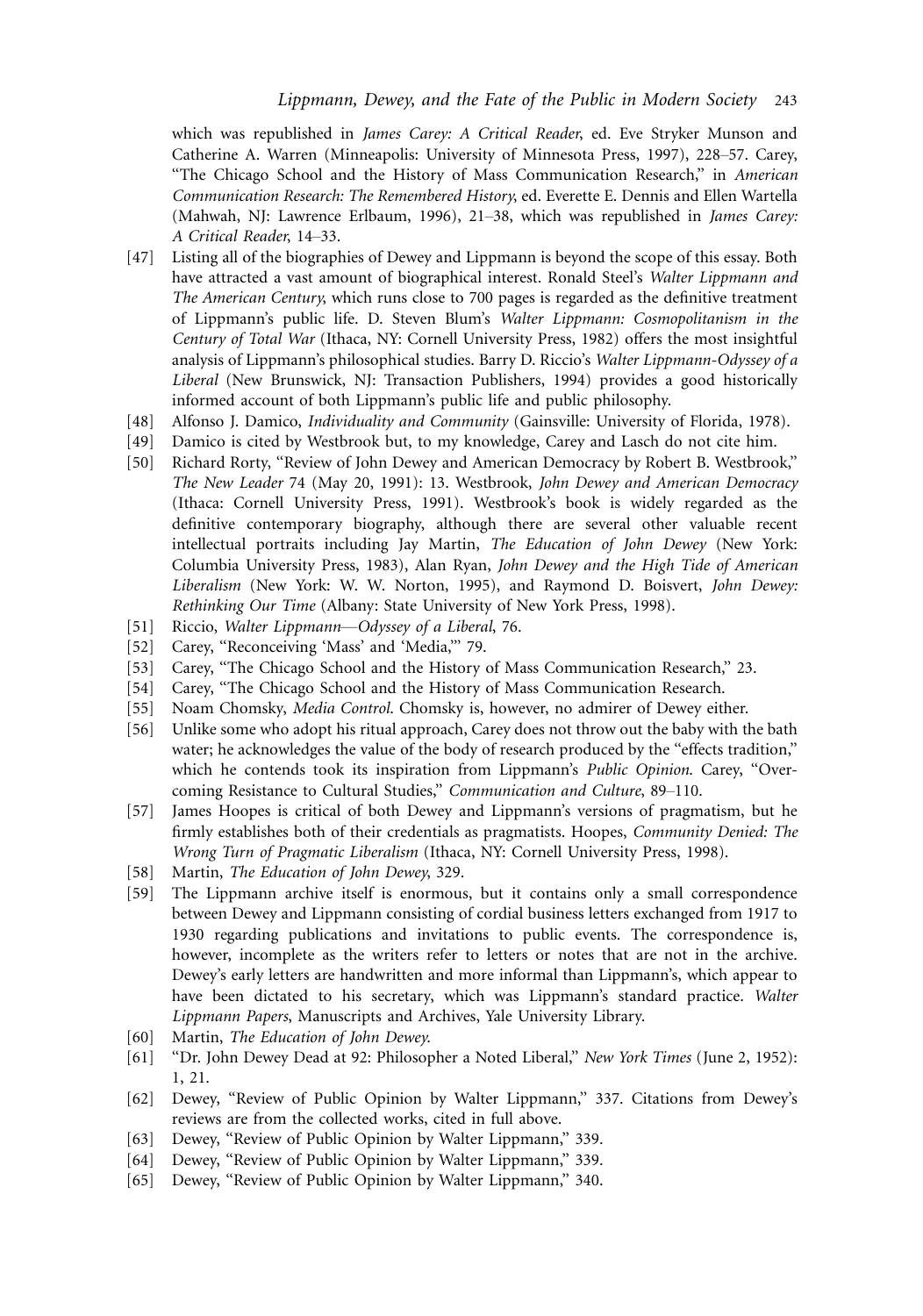which was republished in *James Carey: A Critical Reader*, ed. Eve Stryker Munson and Catherine A. Warren (Minneapolis: University of Minnesota Press, 1997), 228–57. Carey, "The Chicago School and the History of Mass Communication Research," in *American Communication Research: The Remembered History*, ed. Everette E. Dennis and Ellen Wartella (Mahwah, NJ: Lawrence Erlbaum, 1996), 21–38, which was republished in *James Carey: A Critical Reader*, 14–33.

[47] Listing all of the biographies of Dewey and Lippmann is beyond the scope of this essay. Both have attracted a vast amount of biographical interest. Ronald Steel's *Walter Lippmann and The American Century*, which runs close to 700 pages is regarded as the definitive treatment of Lippmann's public life. D. Steven Blum's *Walter Lippmann: Cosmopolitanism in the Century of Total War* (Ithaca, NY: Cornell University Press, 1982) offers the most insightful analysis of Lippmann's philosophical studies. Barry D. Riccio's *Walter Lippmann-Odyssey of a Liberal* (New Brunswick, NJ: Transaction Publishers, 1994) provides a good historically informed account of both Lippmann's public life and public philosophy.

[48] Alfonso J. Damico, *Individuality and Community* (Gainsville: University of Florida, 1978).

[49] Damico is cited by Westbrook but, to my knowledge, Carey and Lasch do not cite him.

[50] Richard Rorty, "Review of John Dewey and American Democracy by Robert B. Westbrook," *The New Leader* 74 (May 20, 1991): 13. Westbrook, *John Dewey and American Democracy* (Ithaca: Cornell University Press, 1991). Westbrook's book is widely regarded as the definitive contemporary biography, although there are several other valuable recent intellectual portraits including Jay Martin, *The Education of John Dewey* (New York: Columbia University Press, 1983), Alan Ryan, *John Dewey and the High Tide of American Liberalism* (New York: W. W. Norton, 1995), and Raymond D. Boisvert, *John Dewey: Rethinking Our Time* (Albany: State University of New York Press, 1998).

[51] Riccio, *Walter Lippmann—Odyssey of a Liberal*, 76.

[52] Carey, "Reconceiving 'Mass' and 'Media,'" 79.

[53] Carey, "The Chicago School and the History of Mass Communication Research," 23.

[54] Carey, "The Chicago School and the History of Mass Communication Research.

[55] Noam Chomsky, *Media Control*. Chomsky is, however, no admirer of Dewey either.

[56] Unlike some who adopt his ritual approach, Carey does not throw out the baby with the bath water; he acknowledges the value of the body of research produced by the "effects tradition," which he contends took its inspiration from Lippmann's *Public Opinion*. Carey, "Overcoming Resistance to Cultural Studies," *Communication and Culture*, 89–110.

[57] James Hoopes is critical of both Dewey and Lippmann's versions of pragmatism, but he firmly establishes both of their credentials as pragmatists. Hoopes, *Community Denied: The Wrong Turn of Pragmatic Liberalism* (Ithaca, NY: Cornell University Press, 1998).

[58] Martin, *The Education of John Dewey*, 329.

[59] The Lippmann archive itself is enormous, but it contains only a small correspondence between Dewey and Lippmann consisting of cordial business letters exchanged from 1917 to 1930 regarding publications and invitations to public events. The correspondence is, however, incomplete as the writers refer to letters or notes that are not in the archive. Dewey's early letters are handwritten and more informal than Lippmann's, which appear to have been dictated to his secretary, which was Lippmann's standard practice. *Walter Lippmann Papers*, Manuscripts and Archives, Yale University Library.

[60] Martin, *The Education of John Dewey*.

[61] "Dr. John Dewey Dead at 92: Philosopher a Noted Liberal," *New York Times* (June 2, 1952): 1, 21.

[62] Dewey, "Review of Public Opinion by Walter Lippmann," 337. Citations from Dewey's reviews are from the collected works, cited in full above.

[63] Dewey, "Review of Public Opinion by Walter Lippmann," 339.

[64] Dewey, "Review of Public Opinion by Walter Lippmann," 339.

[65] Dewey, "Review of Public Opinion by Walter Lippmann," 340.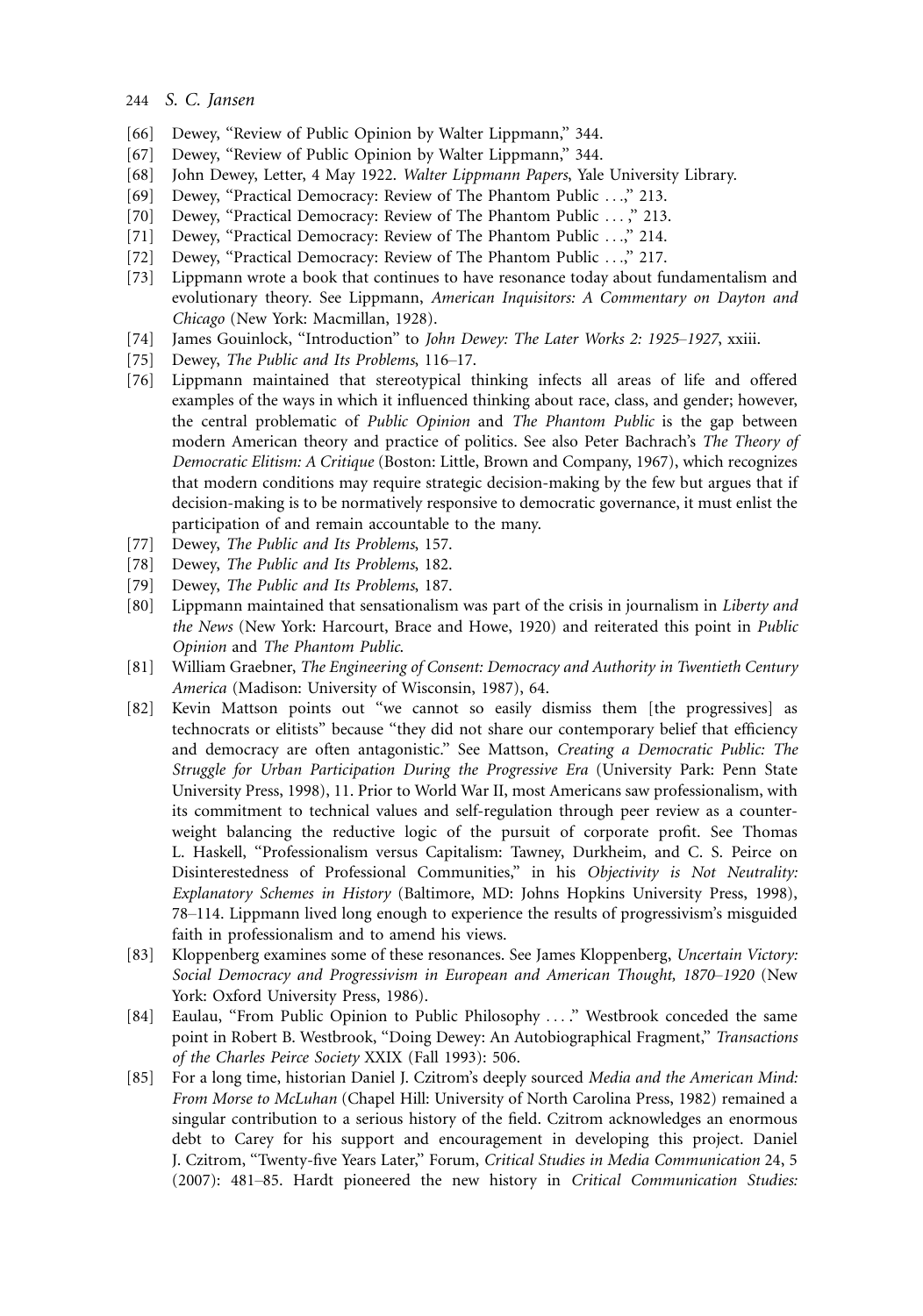[66] Dewey, "Review of Public Opinion by Walter Lippmann," 344.

[67] Dewey, "Review of Public Opinion by Walter Lippmann," 344.

[68] John Dewey, Letter, 4 May 1922. *Walter Lippmann Papers*, Yale University Library.

[69] Dewey, "Practical Democracy: Review of The Phantom Public . . .," 213.

[70] Dewey, "Practical Democracy: Review of The Phantom Public . . . ," 213.

[71] Dewey, "Practical Democracy: Review of The Phantom Public . . .," 214.

[72] Dewey, "Practical Democracy: Review of The Phantom Public . . .," 217.

[73] Lippmann wrote a book that continues to have resonance today about fundamentalism and evolutionary theory. See Lippmann, *American Inquisitors: A Commentary on Dayton and Chicago* (New York: Macmillan, 1928).

[74] James Gouinlock, "Introduction" to *John Dewey: The Later Works 2: 1925–1927*, xxiii.

[75] Dewey, *The Public and Its Problems*, 116–17.

[76] Lippmann maintained that stereotypical thinking infects all areas of life and offered examples of the ways in which it influenced thinking about race, class, and gender; however, the central problematic of *Public Opinion* and *The Phantom Public* is the gap between modern American theory and practice of politics. See also Peter Bachrach's *The Theory of Democratic Elitism: A Critique* (Boston: Little, Brown and Company, 1967), which recognizes that modern conditions may require strategic decision-making by the few but argues that if decision-making is to be normatively responsive to democratic governance, it must enlist the participation of and remain accountable to the many.

[77] Dewey, *The Public and Its Problems*, 157.

[78] Dewey, *The Public and Its Problems*, 182.

[79] Dewey, *The Public and Its Problems*, 187.

[80] Lippmann maintained that sensationalism was part of the crisis in journalism in *Liberty and the News* (New York: Harcourt, Brace and Howe, 1920) and reiterated this point in *Public Opinion* and *The Phantom Public.*

[81] William Graebner, *The Engineering of Consent: Democracy and Authority in Twentieth Century America* (Madison: University of Wisconsin, 1987), 64.

[82] Kevin Mattson points out "we cannot so easily dismiss them [the progressives] as technocrats or elitists" because "they did not share our contemporary belief that efficiency and democracy are often antagonistic." See Mattson, *Creating a Democratic Public: The Struggle for Urban Participation During the Progressive Era* (University Park: Penn State University Press, 1998), 11. Prior to World War II, most Americans saw professionalism, with its commitment to technical values and self-regulation through peer review as a counterweight balancing the reductive logic of the pursuit of corporate profit. See Thomas L. Haskell, "Professionalism versus Capitalism: Tawney, Durkheim, and C. S. Peirce on Disinterestedness of Professional Communities," in his *Objectivity is Not Neutrality: Explanatory Schemes in History* (Baltimore, MD: Johns Hopkins University Press, 1998), 78–114. Lippmann lived long enough to experience the results of progressivism's misguided faith in professionalism and to amend his views.

[83] Kloppenberg examines some of these resonances. See James Kloppenberg, *Uncertain Victory: Social Democracy and Progressivism in European and American Thought, 1870–1920* (New York: Oxford University Press, 1986).

[84] Eaulau, "From Public Opinion to Public Philosophy . . . ." Westbrook conceded the same point in Robert B. Westbrook, "Doing Dewey: An Autobiographical Fragment," *Transactions of the Charles Peirce Society* XXIX (Fall 1993): 506.

[85] For a long time, historian Daniel J. Czitrom's deeply sourced *Media and the American Mind: From Morse to McLuhan* (Chapel Hill: University of North Carolina Press, 1982) remained a singular contribution to a serious history of the field. Czitrom acknowledges an enormous debt to Carey for his support and encouragement in developing this project. Daniel J. Czitrom, "Twenty-five Years Later," Forum, *Critical Studies in Media Communication* 24, 5 (2007): 481–85. Hardt pioneered the new history in *Critical Communication Studies:*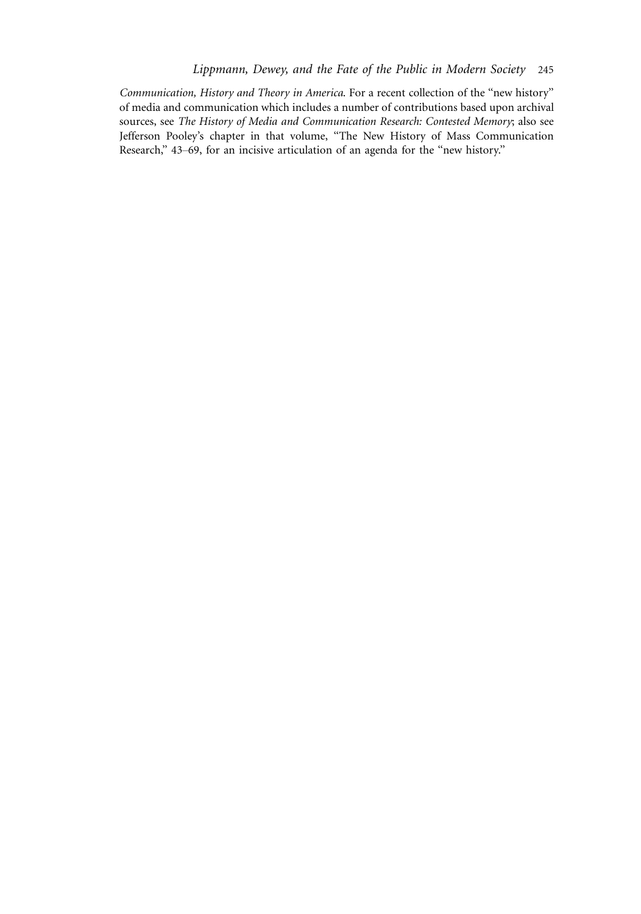*Communication, History and Theory in America*. For a recent collection of the "new history" of media and communication which includes a number of contributions based upon archival sources, see *The History of Media and Communication Research: Contested Memory*; also see Jefferson Pooley's chapter in that volume, "The New History of Mass Communication Research," 43–69, for an incisive articulation of an agenda for the "new history."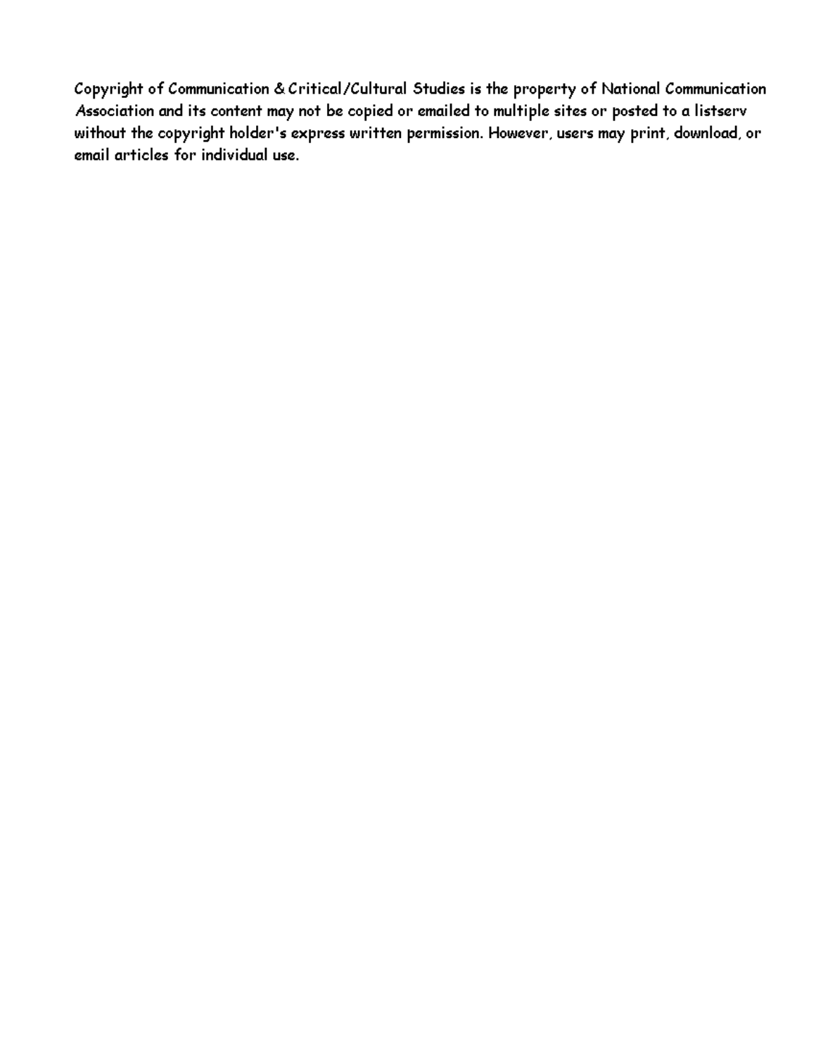Copyright of Communication & Critical/Cultural Studies is the property of National Communication Association and its content may not be copied or emailed to multiple sites or posted to a listserv without the copyright holder's express written permission. However, users may print, download, or email articles for individual use.